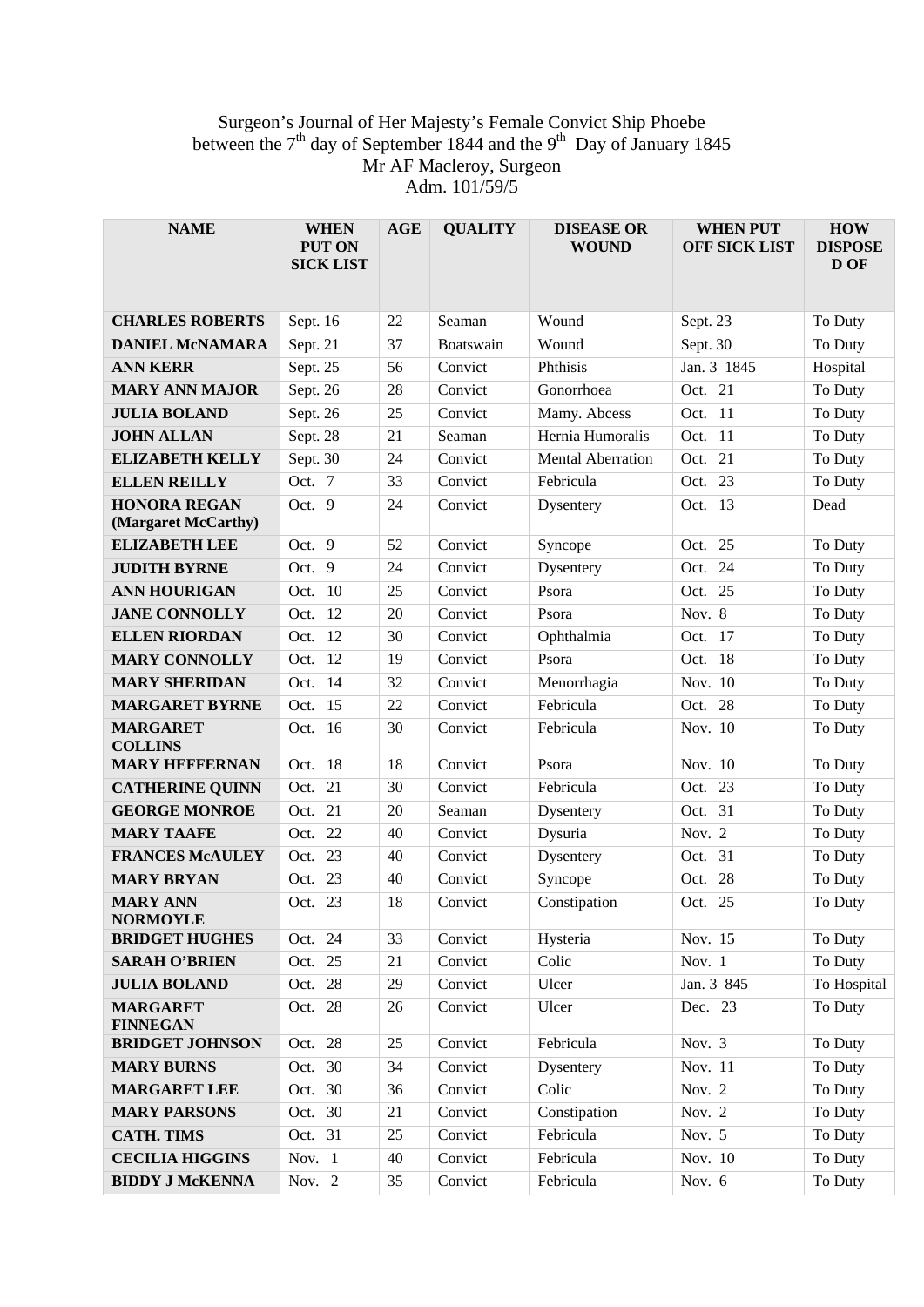Surgeon's Journal of Her Majesty's Female Convict Ship Phoebe
between the 7th day of September 1844 and the 9th Day of January 1845
Mr AF Macleroy, Surgeon
Adm. 101/59/5

| NAME | WHEN PUT ON SICK LIST | AGE | QUALITY | DISEASE OR WOUND | WHEN PUT OFF SICK LIST | HOW DISPOSED OF |
|---|---|---|---|---|---|---|
| **CHARLES ROBERTS** | Sept. 16 | 22 | Seaman | Wound | Sept. 23 | To Duty |
| **DANIEL McNAMARA** | Sept. 21 | 37 | Boatswain | Wound | Sept. 30 | To Duty |
| **ANN KERR** | Sept. 25 | 56 | Convict | Phthisis | Jan. 3 1845 | Hospital |
| **MARY ANN MAJOR** | Sept. 26 | 28 | Convict | Gonorrhoea | Oct. 21 | To Duty |
| **JULIA BOLAND** | Sept. 26 | 25 | Convict | Mamy. Abcess | Oct. 11 | To Duty |
| **JOHN ALLAN** | Sept. 28 | 21 | Seaman | Hernia Humoralis | Oct. 11 | To Duty |
| **ELIZABETH KELLY** | Sept. 30 | 24 | Convict | Mental Aberration | Oct. 21 | To Duty |
| **ELLEN REILLY** | Oct. 7 | 33 | Convict | Febricula | Oct. 23 | To Duty |
| **HONORA REGAN (Margaret McCarthy)** | Oct. 9 | 24 | Convict | Dysentery | Oct. 13 | Dead |
| **ELIZABETH LEE** | Oct. 9 | 52 | Convict | Syncope | Oct. 25 | To Duty |
| **JUDITH BYRNE** | Oct. 9 | 24 | Convict | Dysentery | Oct. 24 | To Duty |
| **ANN HOURIGAN** | Oct. 10 | 25 | Convict | Psora | Oct. 25 | To Duty |
| **JANE CONNOLLY** | Oct. 12 | 20 | Convict | Psora | Nov. 8 | To Duty |
| **ELLEN RIORDAN** | Oct. 12 | 30 | Convict | Ophthalmia | Oct. 17 | To Duty |
| **MARY CONNOLLY** | Oct. 12 | 19 | Convict | Psora | Oct. 18 | To Duty |
| **MARY SHERIDAN** | Oct. 14 | 32 | Convict | Menorrhagia | Nov. 10 | To Duty |
| **MARGARET BYRNE** | Oct. 15 | 22 | Convict | Febricula | Oct. 28 | To Duty |
| **MARGARET COLLINS** | Oct. 16 | 30 | Convict | Febricula | Nov. 10 | To Duty |
| **MARY HEFFERNAN** | Oct. 18 | 18 | Convict | Psora | Nov. 10 | To Duty |
| **CATHERINE QUINN** | Oct. 21 | 30 | Convict | Febricula | Oct. 23 | To Duty |
| **GEORGE MONROE** | Oct. 21 | 20 | Seaman | Dysentery | Oct. 31 | To Duty |
| **MARY TAAFE** | Oct. 22 | 40 | Convict | Dysuria | Nov. 2 | To Duty |
| **FRANCES McAULEY** | Oct. 23 | 40 | Convict | Dysentery | Oct. 31 | To Duty |
| **MARY BRYAN** | Oct. 23 | 40 | Convict | Syncope | Oct. 28 | To Duty |
| **MARY ANN NORMOYLE** | Oct. 23 | 18 | Convict | Constipation | Oct. 25 | To Duty |
| **BRIDGET HUGHES** | Oct. 24 | 33 | Convict | Hysteria | Nov. 15 | To Duty |
| **SARAH O'BRIEN** | Oct. 25 | 21 | Convict | Colic | Nov. 1 | To Duty |
| **JULIA BOLAND** | Oct. 28 | 29 | Convict | Ulcer | Jan. 3 845 | To Hospital |
| **MARGARET FINNEGAN** | Oct. 28 | 26 | Convict | Ulcer | Dec. 23 | To Duty |
| **BRIDGET JOHNSON** | Oct. 28 | 25 | Convict | Febricula | Nov. 3 | To Duty |
| **MARY BURNS** | Oct. 30 | 34 | Convict | Dysentery | Nov. 11 | To Duty |
| **MARGARET LEE** | Oct. 30 | 36 | Convict | Colic | Nov. 2 | To Duty |
| **MARY PARSONS** | Oct. 30 | 21 | Convict | Constipation | Nov. 2 | To Duty |
| **CATH. TIMS** | Oct. 31 | 25 | Convict | Febricula | Nov. 5 | To Duty |
| **CECILIA HIGGINS** | Nov. 1 | 40 | Convict | Febricula | Nov. 10 | To Duty |
| **BIDDY J McKENNA** | Nov. 2 | 35 | Convict | Febricula | Nov. 6 | To Duty |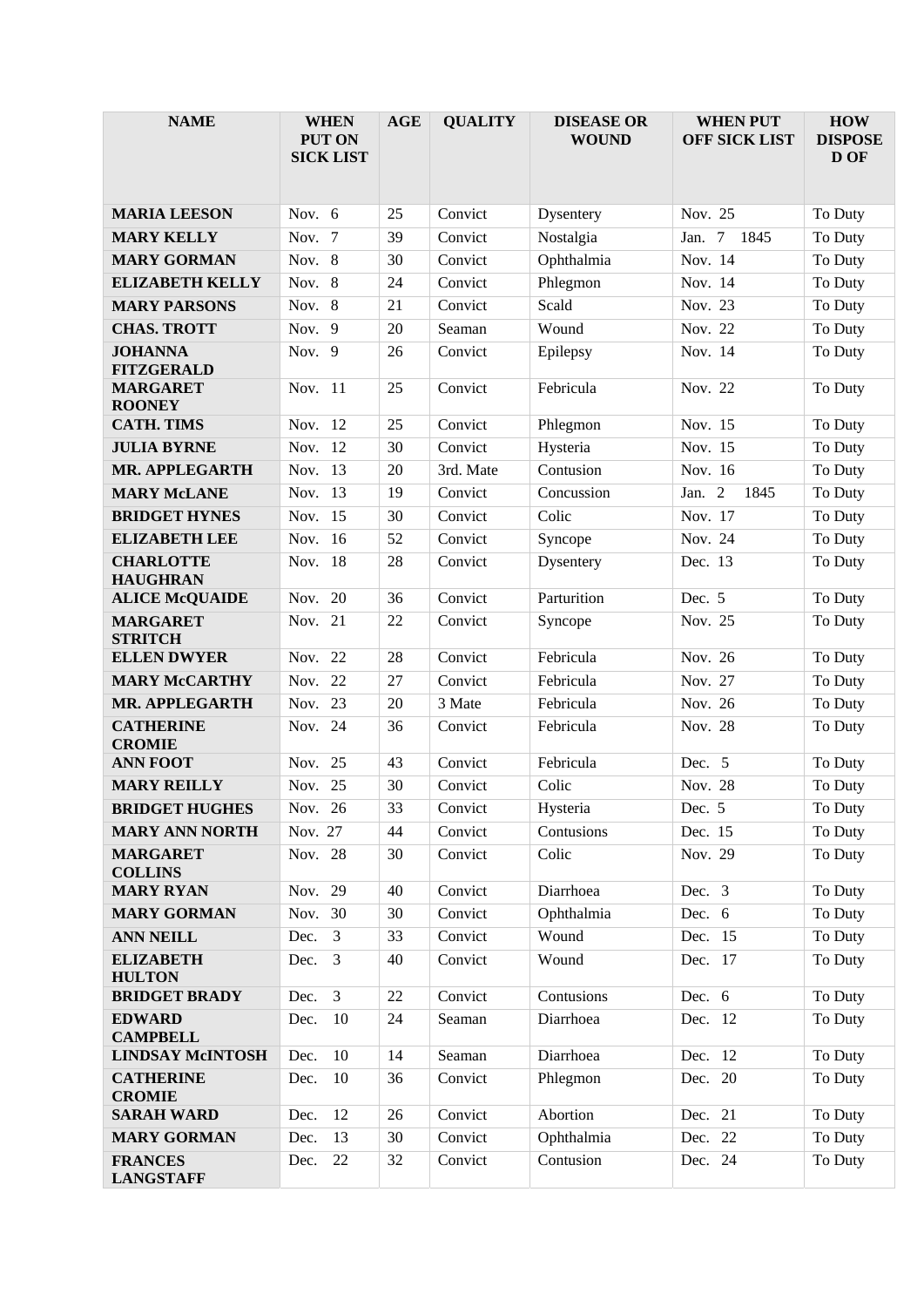| NAME | WHEN PUT ON SICK LIST | AGE | QUALITY | DISEASE OR WOUND | WHEN PUT OFF SICK LIST | HOW DISPOSED OF |
|---|---|---|---|---|---|---|
| **MARIA LEESON** | Nov. 6 | 25 | Convict | Dysentery | Nov. 25 | To Duty |
| **MARY KELLY** | Nov. 7 | 39 | Convict | Nostalgia | Jan. 7 1845 | To Duty |
| **MARY GORMAN** | Nov. 8 | 30 | Convict | Ophthalmia | Nov. 14 | To Duty |
| **ELIZABETH KELLY** | Nov. 8 | 24 | Convict | Phlegmon | Nov. 14 | To Duty |
| **MARY PARSONS** | Nov. 8 | 21 | Convict | Scald | Nov. 23 | To Duty |
| **CHAS. TROTT** | Nov. 9 | 20 | Seaman | Wound | Nov. 22 | To Duty |
| **JOHANNA FITZGERALD** | Nov. 9 | 26 | Convict | Epilepsy | Nov. 14 | To Duty |
| **MARGARET ROONEY** | Nov. 11 | 25 | Convict | Febricula | Nov. 22 | To Duty |
| **CATH. TIMS** | Nov. 12 | 25 | Convict | Phlegmon | Nov. 15 | To Duty |
| **JULIA BYRNE** | Nov. 12 | 30 | Convict | Hysteria | Nov. 15 | To Duty |
| **MR. APPLEGARTH** | Nov. 13 | 20 | 3rd. Mate | Contusion | Nov. 16 | To Duty |
| **MARY McLANE** | Nov. 13 | 19 | Convict | Concussion | Jan. 2 1845 | To Duty |
| **BRIDGET HYNES** | Nov. 15 | 30 | Convict | Colic | Nov. 17 | To Duty |
| **ELIZABETH LEE** | Nov. 16 | 52 | Convict | Syncope | Nov. 24 | To Duty |
| **CHARLOTTE HAUGHRAN** | Nov. 18 | 28 | Convict | Dysentery | Dec. 13 | To Duty |
| **ALICE McQUAIDE** | Nov. 20 | 36 | Convict | Parturition | Dec. 5 | To Duty |
| **MARGARET STRITCH** | Nov. 21 | 22 | Convict | Syncope | Nov. 25 | To Duty |
| **ELLEN DWYER** | Nov. 22 | 28 | Convict | Febricula | Nov. 26 | To Duty |
| **MARY McCARTHY** | Nov. 22 | 27 | Convict | Febricula | Nov. 27 | To Duty |
| **MR. APPLEGARTH** | Nov. 23 | 20 | 3 Mate | Febricula | Nov. 26 | To Duty |
| **CATHERINE CROMIE** | Nov. 24 | 36 | Convict | Febricula | Nov. 28 | To Duty |
| **ANN FOOT** | Nov. 25 | 43 | Convict | Febricula | Dec. 5 | To Duty |
| **MARY REILLY** | Nov. 25 | 30 | Convict | Colic | Nov. 28 | To Duty |
| **BRIDGET HUGHES** | Nov. 26 | 33 | Convict | Hysteria | Dec. 5 | To Duty |
| **MARY ANN NORTH** | Nov. 27 | 44 | Convict | Contusions | Dec. 15 | To Duty |
| **MARGARET COLLINS** | Nov. 28 | 30 | Convict | Colic | Nov. 29 | To Duty |
| **MARY RYAN** | Nov. 29 | 40 | Convict | Diarrhoea | Dec. 3 | To Duty |
| **MARY GORMAN** | Nov. 30 | 30 | Convict | Ophthalmia | Dec. 6 | To Duty |
| **ANN NEILL** | Dec. 3 | 33 | Convict | Wound | Dec. 15 | To Duty |
| **ELIZABETH HULTON** | Dec. 3 | 40 | Convict | Wound | Dec. 17 | To Duty |
| **BRIDGET BRADY** | Dec. 3 | 22 | Convict | Contusions | Dec. 6 | To Duty |
| **EDWARD CAMPBELL** | Dec. 10 | 24 | Seaman | Diarrhoea | Dec. 12 | To Duty |
| **LINDSAY McINTOSH** | Dec. 10 | 14 | Seaman | Diarrhoea | Dec. 12 | To Duty |
| **CATHERINE CROMIE** | Dec. 10 | 36 | Convict | Phlegmon | Dec. 20 | To Duty |
| **SARAH WARD** | Dec. 12 | 26 | Convict | Abortion | Dec. 21 | To Duty |
| **MARY GORMAN** | Dec. 13 | 30 | Convict | Ophthalmia | Dec. 22 | To Duty |
| **FRANCES LANGSTAFF** | Dec. 22 | 32 | Convict | Contusion | Dec. 24 | To Duty |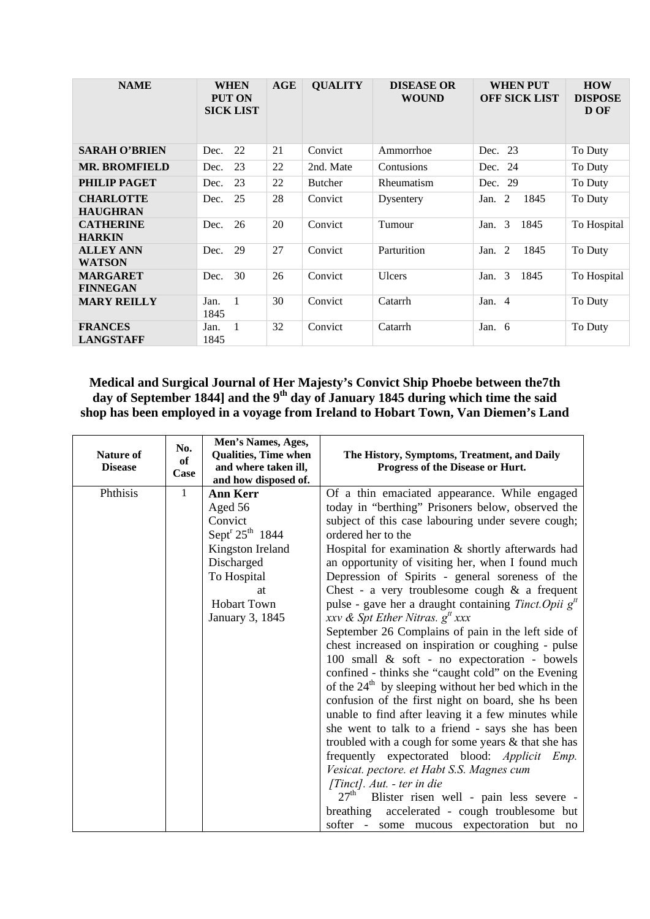| NAME | WHEN PUT ON SICK LIST | AGE | QUALITY | DISEASE OR WOUND | WHEN PUT OFF SICK LIST | HOW DISPOSED OF |
|---|---|---|---|---|---|---|
| **SARAH O'BRIEN** | Dec. 22 | 21 | Convict | Ammorrhoe | Dec. 23 | To Duty |
| **MR. BROMFIELD** | Dec. 23 | 22 | 2nd. Mate | Contusions | Dec. 24 | To Duty |
| **PHILIP PAGET** | Dec. 23 | 22 | Butcher | Rheumatism | Dec. 29 | To Duty |
| **CHARLOTTE HAUGHRAN** | Dec. 25 | 28 | Convict | Dysentery | Jan. 2 1845 | To Duty |
| **CATHERINE HARKIN** | Dec. 26 | 20 | Convict | Tumour | Jan. 3 1845 | To Hospital |
| **ALLEY ANN WATSON** | Dec. 29 | 27 | Convict | Parturition | Jan. 2 1845 | To Duty |
| **MARGARET FINNEGAN** | Dec. 30 | 26 | Convict | Ulcers | Jan. 3 1845 | To Hospital |
| **MARY REILLY** | Jan. 1 1845 | 30 | Convict | Catarrh | Jan. 4 | To Duty |
| **FRANCES LANGSTAFF** | Jan. 1 1845 | 32 | Convict | Catarrh | Jan. 6 | To Duty |

### Medical and Surgical Journal of Her Majesty's Convict Ship Phoebe between the7th day of September 1844] and the 9th day of January 1845 during which time the said shop has been employed in a voyage from Ireland to Hobart Town, Van Diemen's Land

| Nature of Disease | No. of Case | Men's Names, Ages, Qualities, Time when and where taken ill, and how disposed of. | The History, Symptoms, Treatment, and Daily Progress of the Disease or Hurt. |
|---|---|---|---|
| Phthisis | 1 | **Ann Kerr**<br>Aged 56<br>Convict<br>Sept<sup>r</sup> 25th 1844<br>Kingston Ireland<br>Discharged<br>To Hospital<br>at<br>Hobart Town<br>January 3, 1845 | Of a thin emaciated appearance. While engaged today in "berthing" Prisoners below, observed the subject of this case labouring under severe cough; ordered her to the Hospital for examination & shortly afterwards had an opportunity of visiting her, when I found much Depression of Spirits - general soreness of the Chest - a very troublesome cough & a frequent pulse - gave her a draught containing *Tinct.Opii gtt xxv & Spt Ether Nitras. gtt xxx*<br>September 26 Complains of pain in the left side of chest increased on inspiration or coughing - pulse 100 small & soft - no expectoration - bowels confined - thinks she "caught cold" on the Evening of the 24th by sleeping without her bed which in the confusion of the first night on board, she hs been unable to find after leaving it a few minutes while she went to talk to a friend - says she has been troubled with a cough for some years & that she has frequently expectorated blood: *Applicit Emp. Vesicat. pectore. et Habt S.S. Magnes cum [Tinct]. Aut. - ter in die*<br>27th Blister risen well - pain less severe - breathing accelerated - cough troublesome but softer - some mucous expectoration but no |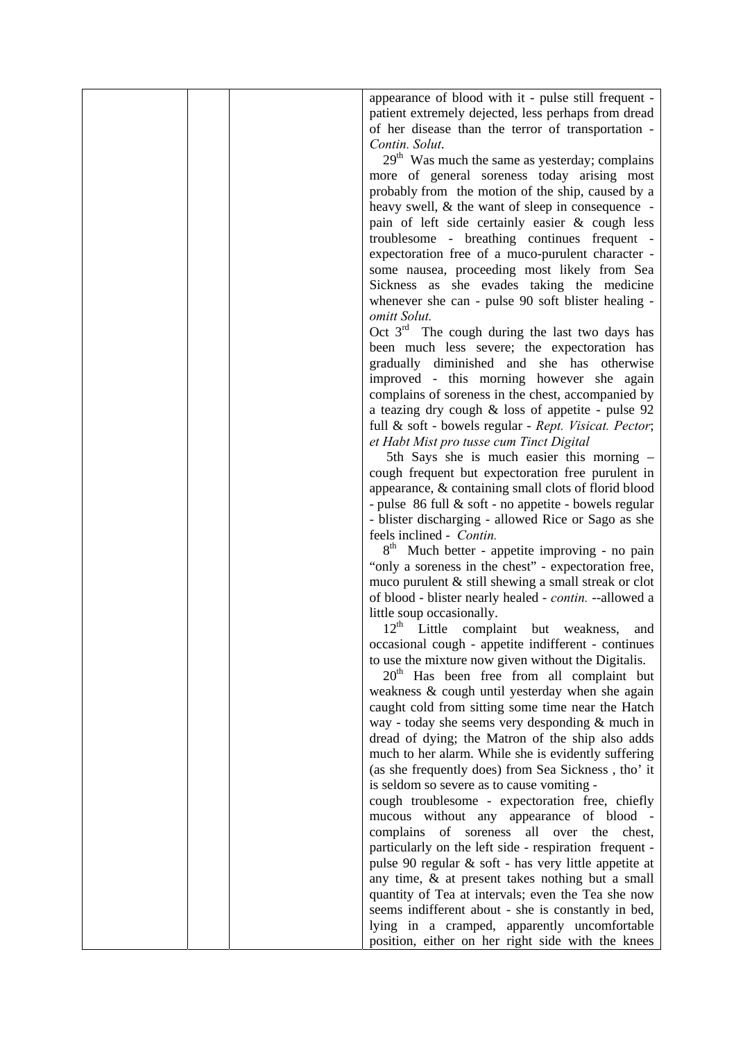| | | | |
|---|---|---|---|
| | | | appearance of blood with it - pulse still frequent - patient extremely dejected, less perhaps from dread of her disease than the terror of transportation - *Contin. Solut*.<br>29th Was much the same as yesterday; complains more of general soreness today arising most probably from the motion of the ship, caused by a heavy swell, & the want of sleep in consequence - pain of left side certainly easier & cough less troublesome - breathing continues frequent - expectoration free of a muco-purulent character - some nausea, proceeding most likely from Sea Sickness as she evades taking the medicine whenever she can - pulse 90 soft blister healing - *omitt Solut.*<br>Oct 3rd The cough during the last two days has been much less severe; the expectoration has gradually diminished and she has otherwise improved - this morning however she again complains of soreness in the chest, accompanied by a teazing dry cough & loss of appetite - pulse 92 full & soft - bowels regular - *Rept. Visicat. Pector*; *et Habt Mist pro tusse cum Tinct Digital*<br>5th Says she is much easier this morning – cough frequent but expectoration free purulent in appearance, & containing small clots of florid blood - pulse 86 full & soft - no appetite - bowels regular - blister discharging - allowed Rice or Sago as she feels inclined - *Contin.*<br>8th Much better - appetite improving - no pain "only a soreness in the chest" - expectoration free, muco purulent & still shewing a small streak or clot of blood - blister nearly healed - *contin.* --allowed a little soup occasionally.<br>12th Little complaint but weakness, and occasional cough - appetite indifferent - continues to use the mixture now given without the Digitalis.<br>20th Has been free from all complaint but weakness & cough until yesterday when she again caught cold from sitting some time near the Hatch way - today she seems very desponding & much in dread of dying; the Matron of the ship also adds much to her alarm. While she is evidently suffering (as she frequently does) from Sea Sickness , tho' it is seldom so severe as to cause vomiting -<br>cough troublesome - expectoration free, chiefly mucous without any appearance of blood - complains of soreness all over the chest, particularly on the left side - respiration frequent - pulse 90 regular & soft - has very little appetite at any time, & at present takes nothing but a small quantity of Tea at intervals; even the Tea she now seems indifferent about - she is constantly in bed, lying in a cramped, apparently uncomfortable position, either on her right side with the knees |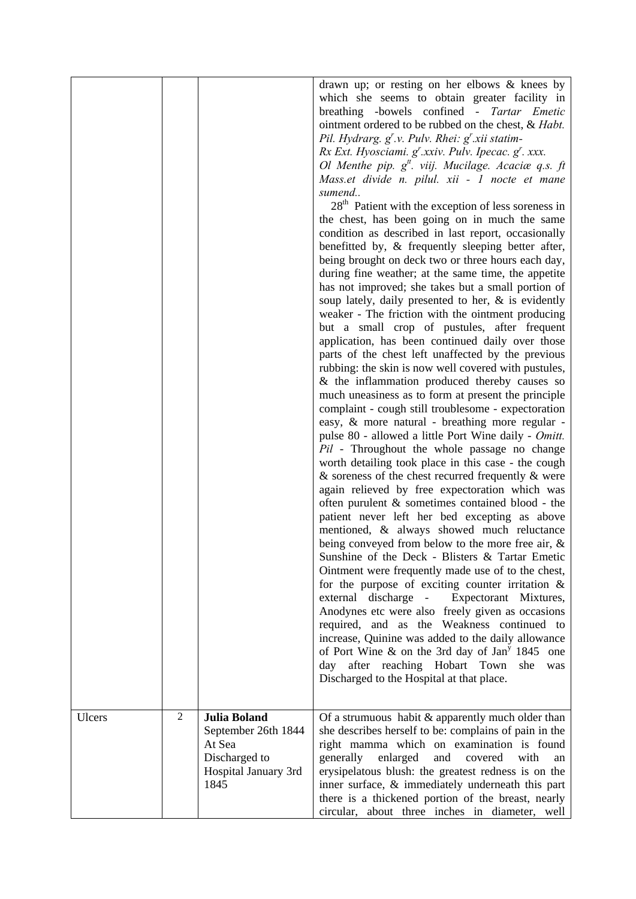| | | | |
|---|---|---|---|
| | | | drawn up; or resting on her elbows & knees by which she seems to obtain greater facility in breathing -bowels confined - *Tartar Emetic* ointment ordered to be rubbed on the chest, & *Habt. Pil. Hydrarg.* $g^r$*.v. Pulv. Rhei:* $g^r$*.xii statim-* *Rx Ext. Hyosciami.* $g^r$*.xxiv. Pulv. Ipecac.* $g^r$*. xxx. Ol Menthe pip.* $g^{tt}$*. viij. Mucilage. Acaciæ q.s. ft Mass.et divide n. pilul. xii - 1 nocte et mane sumend..* 28th Patient with the exception of less soreness in the chest, has been going on in much the same condition as described in last report, occasionally benefitted by, & frequently sleeping better after, being brought on deck two or three hours each day, during fine weather; at the same time, the appetite has not improved; she takes but a small portion of soup lately, daily presented to her, & is evidently weaker - The friction with the ointment producing but a small crop of pustules, after frequent application, has been continued daily over those parts of the chest left unaffected by the previous rubbing: the skin is now well covered with pustules, & the inflammation produced thereby causes so much uneasiness as to form at present the principle complaint - cough still troublesome - expectoration easy, & more natural - breathing more regular - pulse 80 - allowed a little Port Wine daily - *Omitt. Pil* - Throughout the whole passage no change worth detailing took place in this case - the cough & soreness of the chest recurred frequently & were again relieved by free expectoration which was often purulent & sometimes contained blood - the patient never left her bed excepting as above mentioned, & always showed much reluctance being conveyed from below to the more free air, & Sunshine of the Deck - Blisters & Tartar Emetic Ointment were frequently made use of to the chest, for the purpose of exciting counter irritation & external discharge - Expectorant Mixtures, Anodynes etc were also freely given as occasions required, and as the Weakness continued to increase, Quinine was added to the daily allowance of Port Wine & on the 3rd day of Jan^y 1845 one day after reaching Hobart Town she was Discharged to the Hospital at that place. |
| Ulcers | 2 | **Julia Boland** September 26th 1844 At Sea Discharged to Hospital January 3rd 1845 | Of a strumuous habit & apparently much older than she describes herself to be: complains of pain in the right mamma which on examination is found generally enlarged and covered with an erysipelatous blush: the greatest redness is on the inner surface, & immediately underneath this part there is a thickened portion of the breast, nearly circular, about three inches in diameter, well |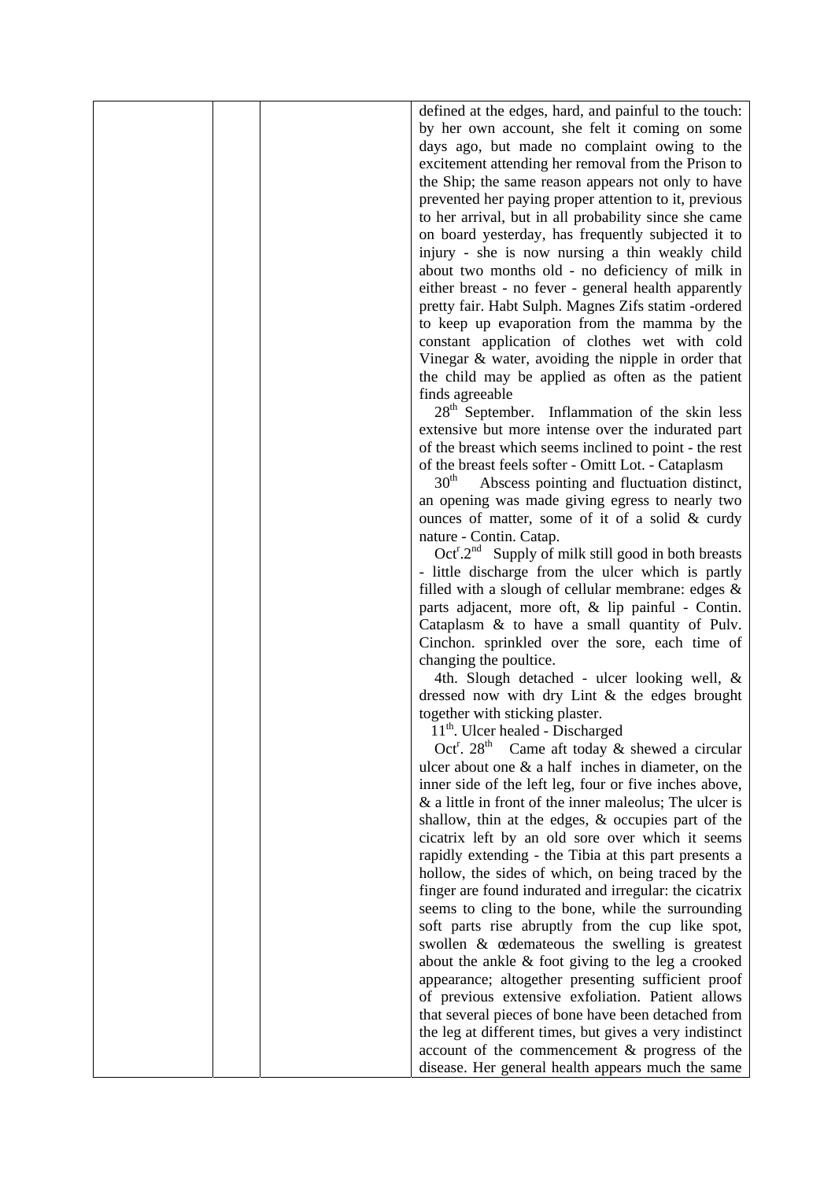| | | | |
|---|---|---|---|
| | | | defined at the edges, hard, and painful to the touch: by her own account, she felt it coming on some days ago, but made no complaint owing to the excitement attending her removal from the Prison to the Ship; the same reason appears not only to have prevented her paying proper attention to it, previous to her arrival, but in all probability since she came on board yesterday, has frequently subjected it to injury - she is now nursing a thin weakly child about two months old - no deficiency of milk in either breast - no fever - general health apparently pretty fair. Habt Sulph. Magnes Zifs statim -ordered to keep up evaporation from the mamma by the constant application of clothes wet with cold Vinegar & water, avoiding the nipple in order that the child may be applied as often as the patient finds agreeable<br>28th September. Inflammation of the skin less extensive but more intense over the indurated part of the breast which seems inclined to point - the rest of the breast feels softer - Omitt Lot. - Cataplasm<br>30th Abscess pointing and fluctuation distinct, an opening was made giving egress to nearly two ounces of matter, some of it of a solid & curdy nature - Contin. Catap.<br>Octr.2nd Supply of milk still good in both breasts - little discharge from the ulcer which is partly filled with a slough of cellular membrane: edges & parts adjacent, more oft, & lip painful - Contin. Cataplasm & to have a small quantity of Pulv. Cinchon. sprinkled over the sore, each time of changing the poultice.<br>4th. Slough detached - ulcer looking well, & dressed now with dry Lint & the edges brought together with sticking plaster.<br>11th. Ulcer healed - Discharged<br>Octr. 28th Came aft today & shewed a circular ulcer about one & a half inches in diameter, on the inner side of the left leg, four or five inches above, & a little in front of the inner maleolus; The ulcer is shallow, thin at the edges, & occupies part of the cicatrix left by an old sore over which it seems rapidly extending - the Tibia at this part presents a hollow, the sides of which, on being traced by the finger are found indurated and irregular: the cicatrix seems to cling to the bone, while the surrounding soft parts rise abruptly from the cup like spot, swollen & œdemateous the swelling is greatest about the ankle & foot giving to the leg a crooked appearance; altogether presenting sufficient proof of previous extensive exfoliation. Patient allows that several pieces of bone have been detached from the leg at different times, but gives a very indistinct account of the commencement & progress of the disease. Her general health appears much the same |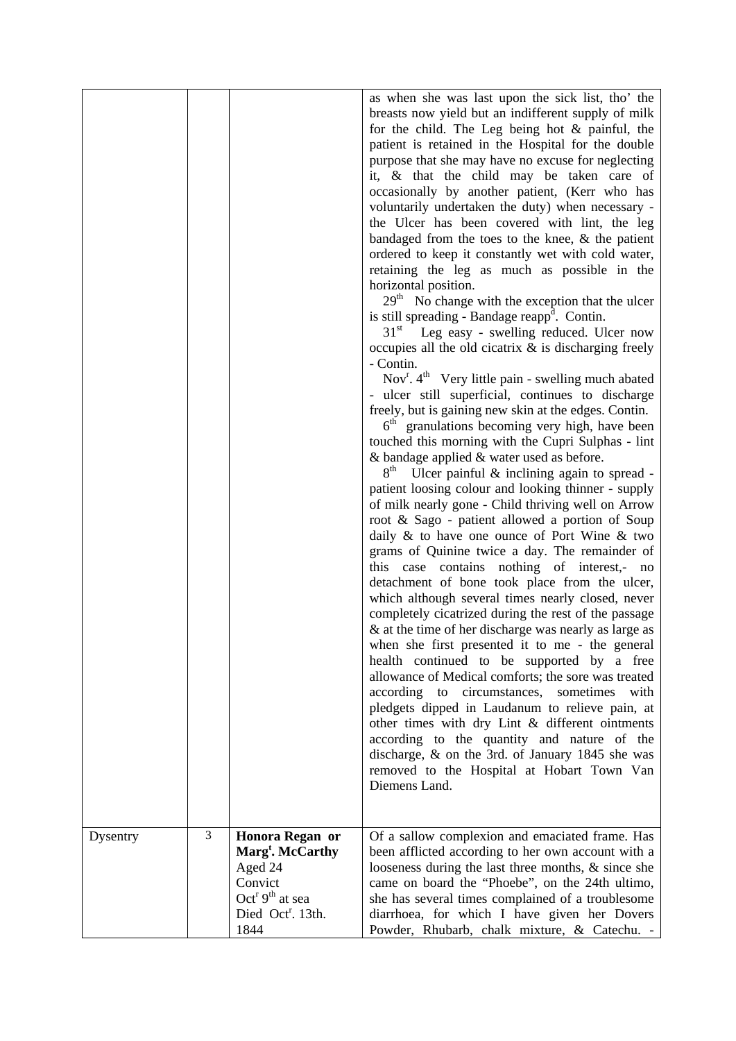| | | | |
|---|---|---|---|
| | | | as when she was last upon the sick list, tho' the breasts now yield but an indifferent supply of milk for the child. The Leg being hot & painful, the patient is retained in the Hospital for the double purpose that she may have no excuse for neglecting it, & that the child may be taken care of occasionally by another patient, (Kerr who has voluntarily undertaken the duty) when necessary - the Ulcer has been covered with lint, the leg bandaged from the toes to the knee, & the patient ordered to keep it constantly wet with cold water, retaining the leg as much as possible in the horizontal position.<br>29th No change with the exception that the ulcer is still spreading - Bandage reappd. Contin.<br>31st Leg easy - swelling reduced. Ulcer now occupies all the old cicatrix & is discharging freely - Contin.<br>Novr. 4th Very little pain - swelling much abated - ulcer still superficial, continues to discharge freely, but is gaining new skin at the edges. Contin.<br>6th granulations becoming very high, have been touched this morning with the Cupri Sulphas - lint & bandage applied & water used as before.<br>8th Ulcer painful & inclining again to spread - patient loosing colour and looking thinner - supply of milk nearly gone - Child thriving well on Arrow root & Sago - patient allowed a portion of Soup daily & to have one ounce of Port Wine & two grams of Quinine twice a day. The remainder of this case contains nothing of interest,- no detachment of bone took place from the ulcer, which although several times nearly closed, never completely cicatrized during the rest of the passage & at the time of her discharge was nearly as large as when she first presented it to me - the general health continued to be supported by a free allowance of Medical comforts; the sore was treated according to circumstances, sometimes with pledgets dipped in Laudanum to relieve pain, at other times with dry Lint & different ointments according to the quantity and nature of the discharge, & on the 3rd. of January 1845 she was removed to the Hospital at Hobart Town Van Diemens Land. |
| Dysentry | 3 | **Honora Regan or Margt. McCarthy**<br>Aged 24<br>Convict<br>Octr 9th at sea<br>Died Octr. 13th. 1844 | Of a sallow complexion and emaciated frame. Has been afflicted according to her own account with a looseness during the last three months, & since she came on board the "Phoebe", on the 24th ultimo, she has several times complained of a troublesome diarrhoea, for which I have given her Dovers Powder, Rhubarb, chalk mixture, & Catechu. - |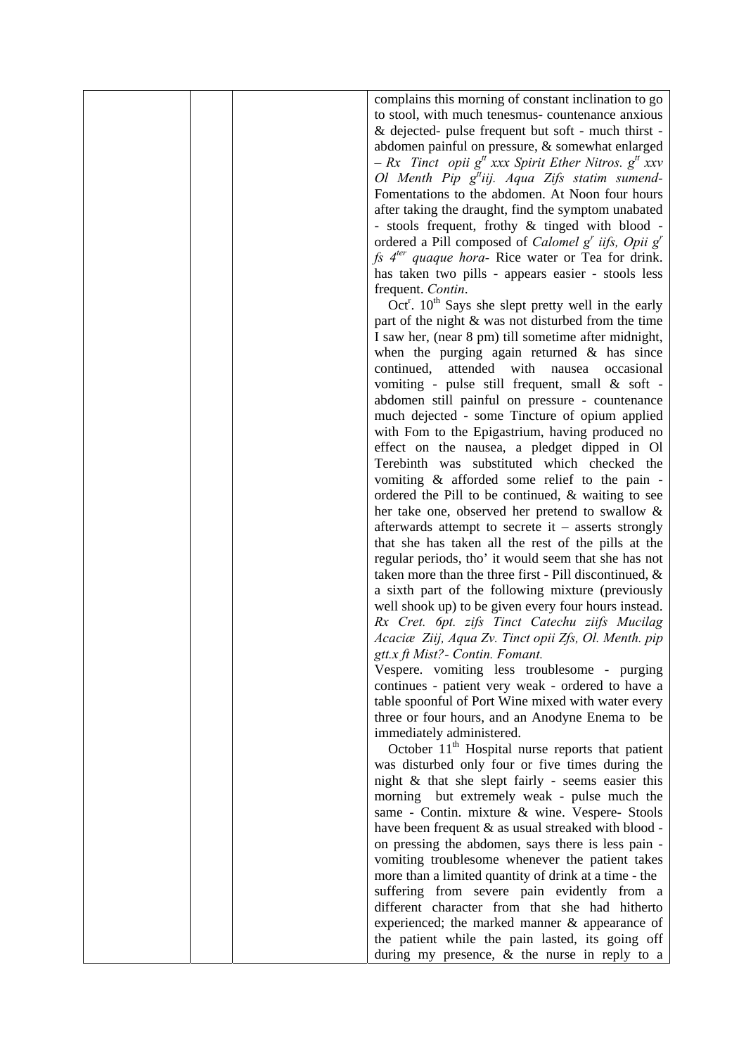| | | | |
|---|---|---|---|
| | | | complains this morning of constant inclination to go to stool, with much tenesmus- countenance anxious & dejected- pulse frequent but soft - much thirst - abdomen painful on pressure, & somewhat enlarged – *Rx Tinct opii $g^{tt}$ xxx Spirit Ether Nitros. $g^{tt}$ xxv Ol Menth Pip $g^{tt}$iij. Aqua Ƶifs statim sumend-* Fomentations to the abdomen. At Noon four hours after taking the draught, find the symptom unabated - stools frequent, frothy & tinged with blood - ordered a Pill composed of *Calomel $g^r$ iifs, Opii $g^r$ fs $4^{ter}$ quaque hora-* Rice water or Tea for drink. has taken two pills - appears easier - stools less frequent. *Contin*. Oct$^r$. $10^{th}$ Says she slept pretty well in the early part of the night & was not disturbed from the time I saw her, (near 8 pm) till sometime after midnight, when the purging again returned & has since continued, attended with nausea occasional vomiting - pulse still frequent, small & soft - abdomen still painful on pressure - countenance much dejected - some Tincture of opium applied with Fom to the Epigastrium, having produced no effect on the nausea, a pledget dipped in Ol Terebinth was substituted which checked the vomiting & afforded some relief to the pain - ordered the Pill to be continued, & waiting to see her take one, observed her pretend to swallow & afterwards attempt to secrete it – asserts strongly that she has taken all the rest of the pills at the regular periods, tho' it would seem that she has not taken more than the three first - Pill discontinued, & a sixth part of the following mixture (previously well shook up) to be given every four hours instead. *Rx Cret. 6pt. ʒifs Tinct Catechu ʒiifs Mucilag Acaciæ Ƶiij, Aqua Ƶv. Tinct opii Ƶfs, Ol. Menth. pip gtt.x ft Mist?- Contin. Fomant.* Vespere. vomiting less troublesome - purging continues - patient very weak - ordered to have a table spoonful of Port Wine mixed with water every three or four hours, and an Anodyne Enema to be immediately administered. October $11^{th}$ Hospital nurse reports that patient was disturbed only four or five times during the night & that she slept fairly - seems easier this morning but extremely weak - pulse much the same - Contin. mixture & wine. Vespere- Stools have been frequent & as usual streaked with blood - on pressing the abdomen, says there is less pain - vomiting troublesome whenever the patient takes more than a limited quantity of drink at a time - the suffering from severe pain evidently from a different character from that she had hitherto experienced; the marked manner & appearance of the patient while the pain lasted, its going off during my presence, & the nurse in reply to a |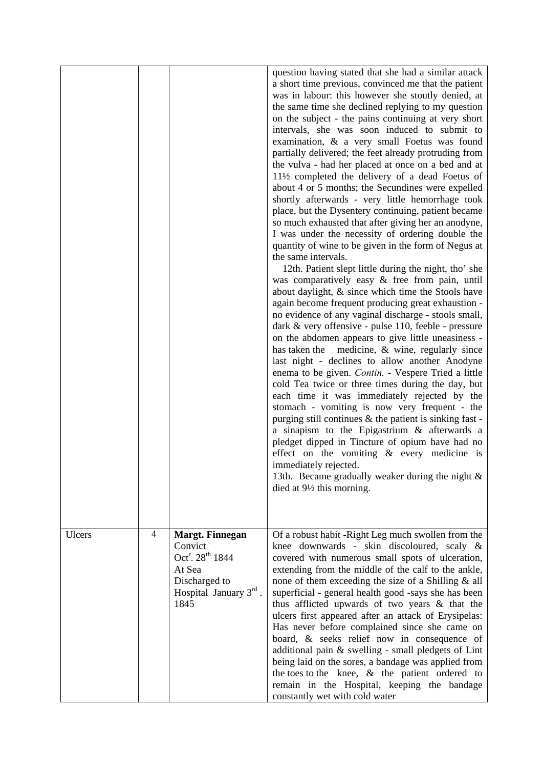| | | | |
|---|---|---|---|
| | | | question having stated that she had a similar attack a short time previous, convinced me that the patient was in labour: this however she stoutly denied, at the same time she declined replying to my question on the subject - the pains continuing at very short intervals, she was soon induced to submit to examination, & a very small Foetus was found partially delivered; the feet already protruding from the vulva - had her placed at once on a bed and at 11½ completed the delivery of a dead Foetus of about 4 or 5 months; the Secundines were expelled shortly afterwards - very little hemorrhage took place, but the Dysentery continuing, patient became so much exhausted that after giving her an anodyne, I was under the necessity of ordering double the quantity of wine to be given in the form of Negus at the same intervals.<br>12th. Patient slept little during the night, tho' she was comparatively easy & free from pain, until about daylight, & since which time the Stools have again become frequent producing great exhaustion - no evidence of any vaginal discharge - stools small, dark & very offensive - pulse 110, feeble - pressure on the abdomen appears to give little uneasiness - has taken the medicine, & wine, regularly since last night - declines to allow another Anodyne enema to be given. *Contin.* - Vespere Tried a little cold Tea twice or three times during the day, but each time it was immediately rejected by the stomach - vomiting is now very frequent - the purging still continues & the patient is sinking fast - a sinapism to the Epigastrium & afterwards a pledget dipped in Tincture of opium have had no effect on the vomiting & every medicine is immediately rejected.<br>13th. Became gradually weaker during the night & died at 9½ this morning. |
| Ulcers | 4 | **Margt. Finnegan**<br>Convict<br>Oct^r^. 28^th^ 1844<br>At Sea<br>Discharged to Hospital January 3^rd^. 1845 | Of a robust habit -Right Leg much swollen from the knee downwards - skin discoloured, scaly & covered with numerous small spots of ulceration, extending from the middle of the calf to the ankle, none of them exceeding the size of a Shilling & all superficial - general health good -says she has been thus afflicted upwards of two years & that the ulcers first appeared after an attack of Erysipelas: Has never before complained since she came on board, & seeks relief now in consequence of additional pain & swelling - small pledgets of Lint being laid on the sores, a bandage was applied from the toes to the knee, & the patient ordered to remain in the Hospital, keeping the bandage constantly wet with cold water |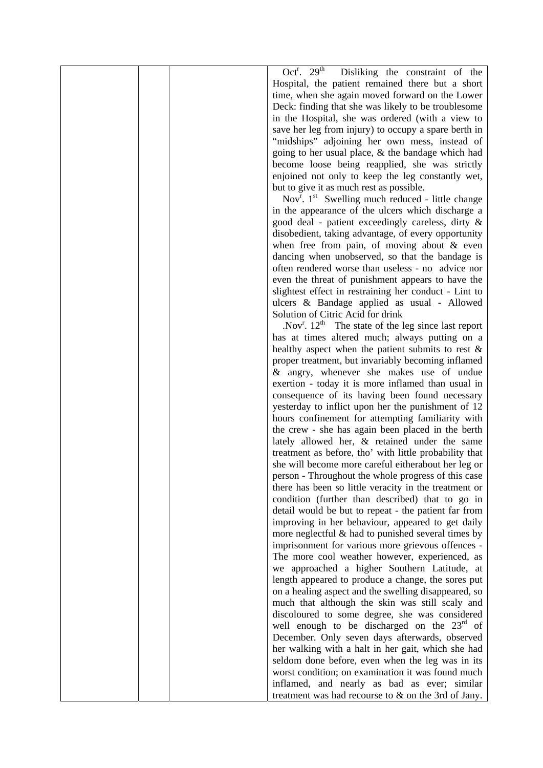| | | | |
|---|---|---|---|
| | | | Oct[r]. 29[th] Disliking the constraint of the Hospital, the patient remained there but a short time, when she again moved forward on the Lower Deck: finding that she was likely to be troublesome in the Hospital, she was ordered (with a view to save her leg from injury) to occupy a spare berth in "midships" adjoining her own mess, instead of going to her usual place, & the bandage which had become loose being reapplied, she was strictly enjoined not only to keep the leg constantly wet, but to give it as much rest as possible. Nov[r]. 1[st] Swelling much reduced - little change in the appearance of the ulcers which discharge a good deal - patient exceedingly careless, dirty & disobedient, taking advantage, of every opportunity when free from pain, of moving about & even dancing when unobserved, so that the bandage is often rendered worse than useless - no advice nor even the threat of punishment appears to have the slightest effect in restraining her conduct - Lint to ulcers & Bandage applied as usual - Allowed Solution of Citric Acid for drink .Nov[r]. 12[th] The state of the leg since last report has at times altered much; always putting on a healthy aspect when the patient submits to rest & proper treatment, but invariably becoming inflamed & angry, whenever she makes use of undue exertion - today it is more inflamed than usual in consequence of its having been found necessary yesterday to inflict upon her the punishment of 12 hours confinement for attempting familiarity with the crew - she has again been placed in the berth lately allowed her, & retained under the same treatment as before, tho' with little probability that she will become more careful eitherabout her leg or person - Throughout the whole progress of this case there has been so little veracity in the treatment or condition (further than described) that to go in detail would be but to repeat - the patient far from improving in her behaviour, appeared to get daily more neglectful & had to punished several times by imprisonment for various more grievous offences - The more cool weather however, experienced, as we approached a higher Southern Latitude, at length appeared to produce a change, the sores put on a healing aspect and the swelling disappeared, so much that although the skin was still scaly and discoloured to some degree, she was considered well enough to be discharged on the 23[rd] of December. Only seven days afterwards, observed her walking with a halt in her gait, which she had seldom done before, even when the leg was in its worst condition; on examination it was found much inflamed, and nearly as bad as ever; similar treatment was had recourse to & on the 3rd of Jany. |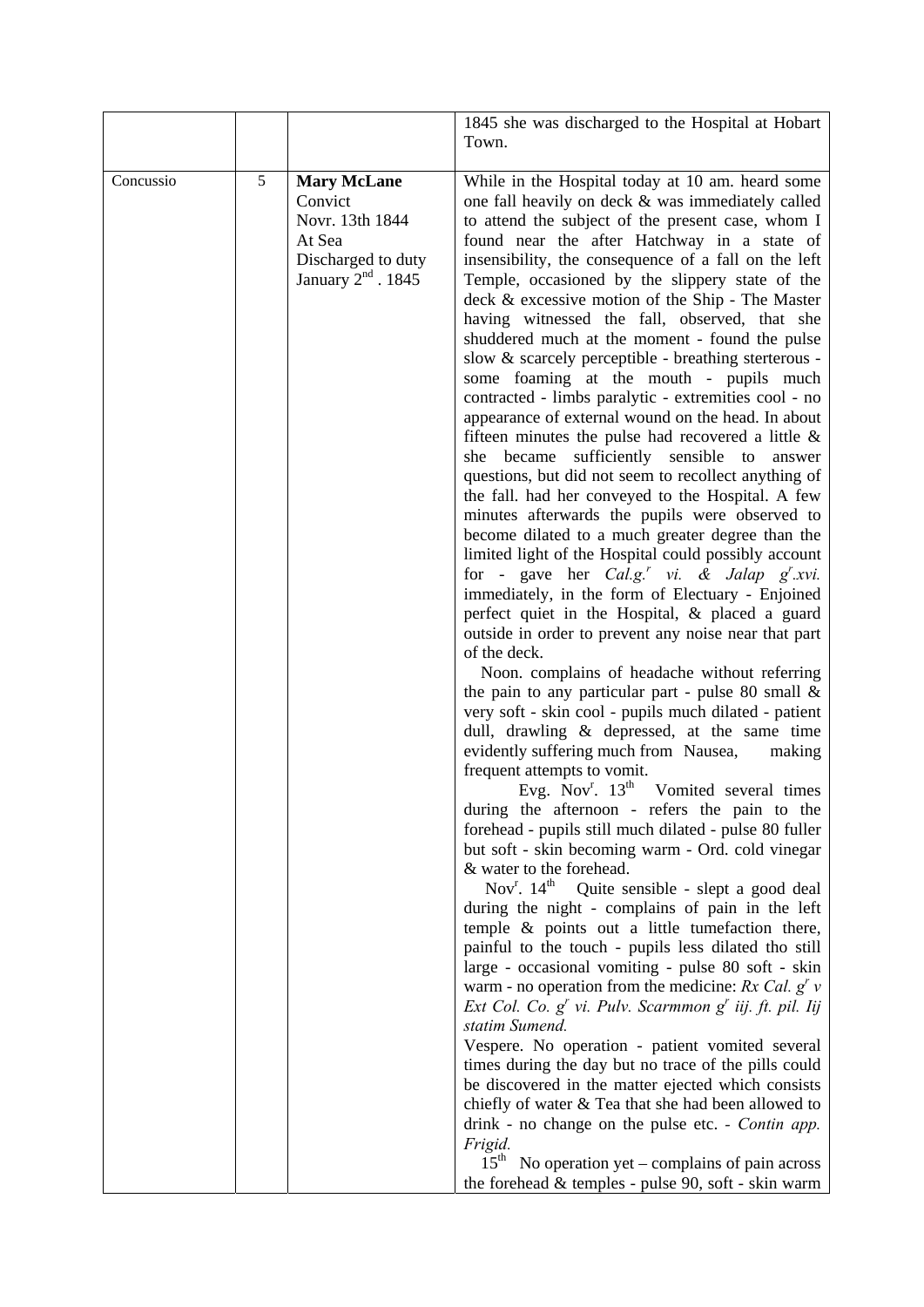| | | | |
|---|---|---|---|
| | | | 1845 she was discharged to the Hospital at Hobart Town. |
| Concussio | 5 | **Mary McLane** Convict Novr. 13th 1844 At Sea Discharged to duty January 2nd . 1845 | While in the Hospital today at 10 am. heard some one fall heavily on deck & was immediately called to attend the subject of the present case, whom I found near the after Hatchway in a state of insensibility, the consequence of a fall on the left Temple, occasioned by the slippery state of the deck & excessive motion of the Ship - The Master having witnessed the fall, observed, that she shuddered much at the moment - found the pulse slow & scarcely perceptible - breathing sterterous - some foaming at the mouth - pupils much contracted - limbs paralytic - extremities cool - no appearance of external wound on the head. In about fifteen minutes the pulse had recovered a little & she became sufficiently sensible to answer questions, but did not seem to recollect anything of the fall. had her conveyed to the Hospital. A few minutes afterwards the pupils were observed to become dilated to a much greater degree than the limited light of the Hospital could possibly account for - gave her *Cal.gr. vi. & Jalap gr.xvi.* immediately, in the form of Electuary - Enjoined perfect quiet in the Hospital, & placed a guard outside in order to prevent any noise near that part of the deck.<br>Noon. complains of headache without referring the pain to any particular part - pulse 80 small & very soft - skin cool - pupils much dilated - patient dull, drawling & depressed, at the same time evidently suffering much from Nausea, making frequent attempts to vomit.<br>Evg. Novr. 13th Vomited several times during the afternoon - refers the pain to the forehead - pupils still much dilated - pulse 80 fuller but soft - skin becoming warm - Ord. cold vinegar & water to the forehead.<br>Novr. 14th Quite sensible - slept a good deal during the night - complains of pain in the left temple & points out a little tumefaction there, painful to the touch - pupils less dilated tho still large - occasional vomiting - pulse 80 soft - skin warm - no operation from the medicine: *Rx Cal. gr v Ext Col. Co. gr vi. Pulv. Scarmmon gr iij. ft. pil. Iij statim Sumend.*<br>Vespere. No operation - patient vomited several times during the day but no trace of the pills could be discovered in the matter ejected which consists chiefly of water & Tea that she had been allowed to drink - no change on the pulse etc. - *Contin app. Frigid.*<br>15th No operation yet – complains of pain across the forehead & temples - pulse 90, soft - skin warm |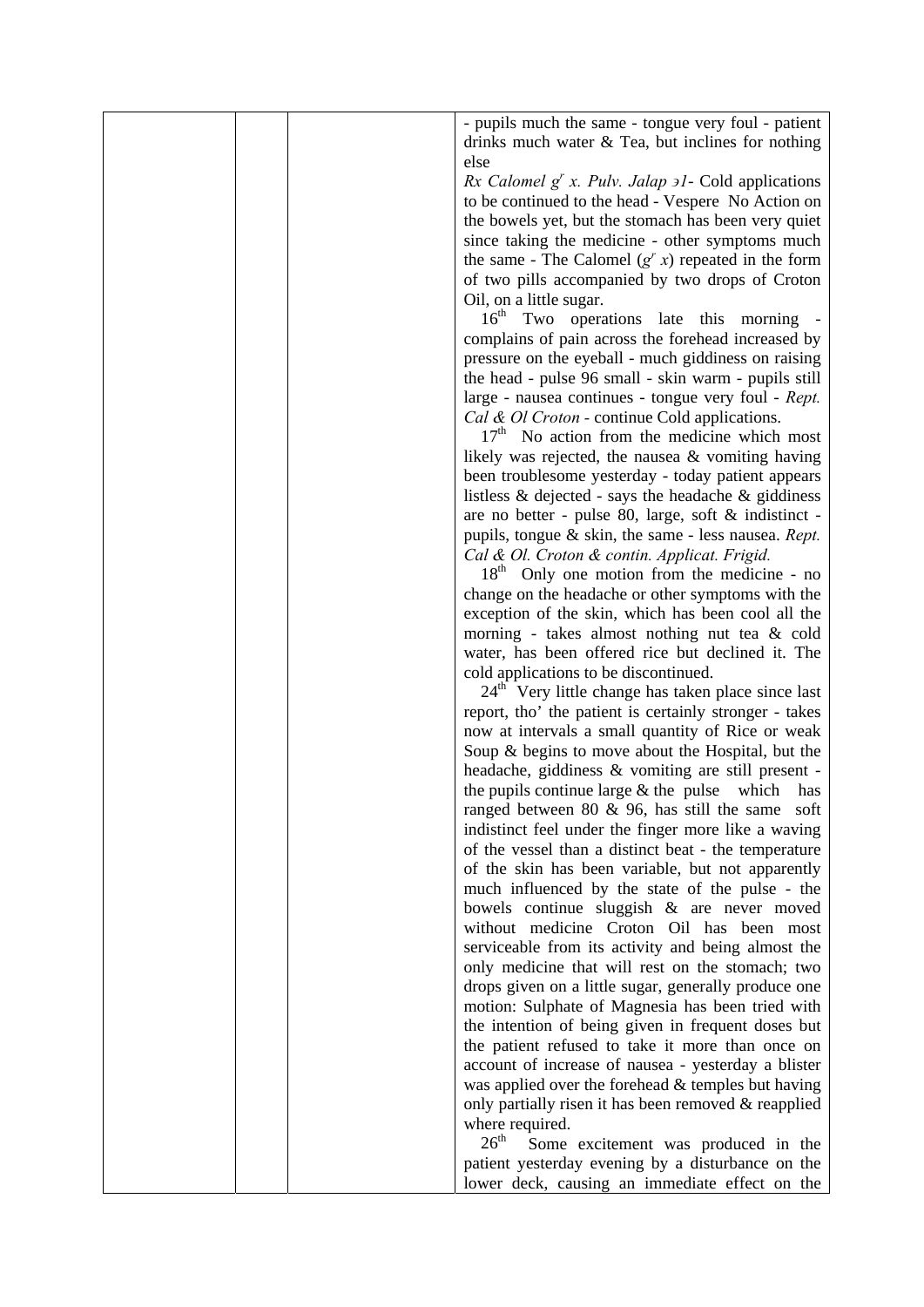| | | | - pupils much the same - tongue very foul - patient drinks much water & Tea, but inclines for nothing else<br>*Rx Calomel $g^r$ x. Pulv. Jalap ͽ1*- Cold applications to be continued to the head - Vespere No Action on the bowels yet, but the stomach has been very quiet since taking the medicine - other symptoms much the same - The Calomel ($g^r$ *x*) repeated in the form of two pills accompanied by two drops of Croton Oil, on a little sugar.<br>16[th] Two operations late this morning - complains of pain across the forehead increased by pressure on the eyeball - much giddiness on raising the head - pulse 96 small - skin warm - pupils still large - nausea continues - tongue very foul - *Rept. Cal & Ol Croton* - continue Cold applications.<br>17[th] No action from the medicine which most likely was rejected, the nausea & vomiting having been troublesome yesterday - today patient appears listless & dejected - says the headache & giddiness are no better - pulse 80, large, soft & indistinct - pupils, tongue & skin, the same - less nausea. *Rept. Cal & Ol. Croton & contin. Applicat. Frigid.*<br>18[th] Only one motion from the medicine - no change on the headache or other symptoms with the exception of the skin, which has been cool all the morning - takes almost nothing nut tea & cold water, has been offered rice but declined it. The cold applications to be discontinued.<br>24[th] Very little change has taken place since last report, tho' the patient is certainly stronger - takes now at intervals a small quantity of Rice or weak Soup & begins to move about the Hospital, but the headache, giddiness & vomiting are still present - the pupils continue large & the pulse which has ranged between 80 & 96, has still the same soft indistinct feel under the finger more like a waving of the vessel than a distinct beat - the temperature of the skin has been variable, but not apparently much influenced by the state of the pulse - the bowels continue sluggish & are never moved without medicine Croton Oil has been most serviceable from its activity and being almost the only medicine that will rest on the stomach; two drops given on a little sugar, generally produce one motion: Sulphate of Magnesia has been tried with the intention of being given in frequent doses but the patient refused to take it more than once on account of increase of nausea - yesterday a blister was applied over the forehead & temples but having only partially risen it has been removed & reapplied where required.<br>26[th] Some excitement was produced in the patient yesterday evening by a disturbance on the lower deck, causing an immediate effect on the |
|---|---|---|---|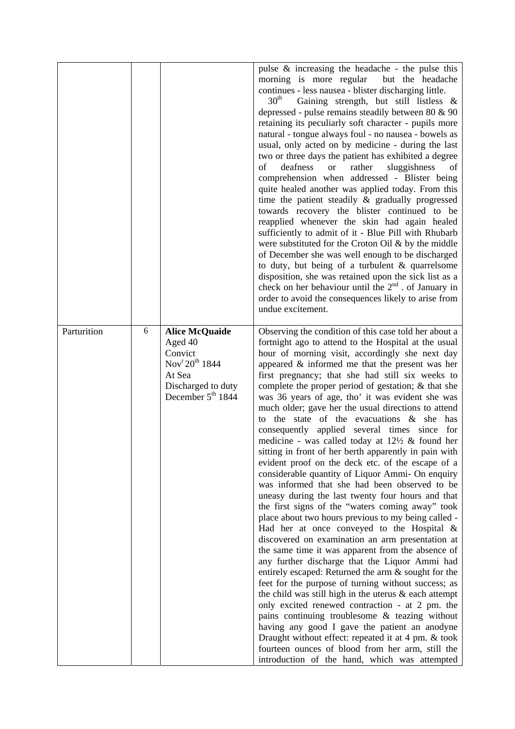| | | | |
|---|---|---|---|
| | | | pulse & increasing the headache - the pulse this morning is more regular but the headache continues - less nausea - blister discharging little. $30^{th}$ Gaining strength, but still listless & depressed - pulse remains steadily between 80 & 90 retaining its peculiarly soft character - pupils more natural - tongue always foul - no nausea - bowels as usual, only acted on by medicine - during the last two or three days the patient has exhibited a degree of deafness or rather sluggishness of comprehension when addressed - Blister being quite healed another was applied today. From this time the patient steadily & gradually progressed towards recovery the blister continued to be reapplied whenever the skin had again healed sufficiently to admit of it - Blue Pill with Rhubarb were substituted for the Croton Oil & by the middle of December she was well enough to be discharged to duty, but being of a turbulent & quarrelsome disposition, she was retained upon the sick list as a check on her behaviour until the $2^{nd}$ . of January in order to avoid the consequences likely to arise from undue excitement. |
| Parturition | 6 | **Alice McQuaide**<br>Aged 40<br>Convict<br>$Nov^{r}$ $20^{th}$ 1844<br>At Sea<br>Discharged to duty<br>December $5^{th}$ 1844 | Observing the condition of this case told her about a fortnight ago to attend to the Hospital at the usual hour of morning visit, accordingly she next day appeared & informed me that the present was her first pregnancy; that she had still six weeks to complete the proper period of gestation; & that she was 36 years of age, tho' it was evident she was much older; gave her the usual directions to attend to the state of the evacuations & she has consequently applied several times since for medicine - was called today at 12½ & found her sitting in front of her berth apparently in pain with evident proof on the deck etc. of the escape of a considerable quantity of Liquor Ammi- On enquiry was informed that she had been observed to be uneasy during the last twenty four hours and that the first signs of the "waters coming away" took place about two hours previous to my being called - Had her at once conveyed to the Hospital & discovered on examination an arm presentation at the same time it was apparent from the absence of any further discharge that the Liquor Ammi had entirely escaped: Returned the arm & sought for the feet for the purpose of turning without success; as the child was still high in the uterus & each attempt only excited renewed contraction - at 2 pm. the pains continuing troublesome & teazing without having any good I gave the patient an anodyne Draught without effect: repeated it at 4 pm. & took fourteen ounces of blood from her arm, still the introduction of the hand, which was attempted |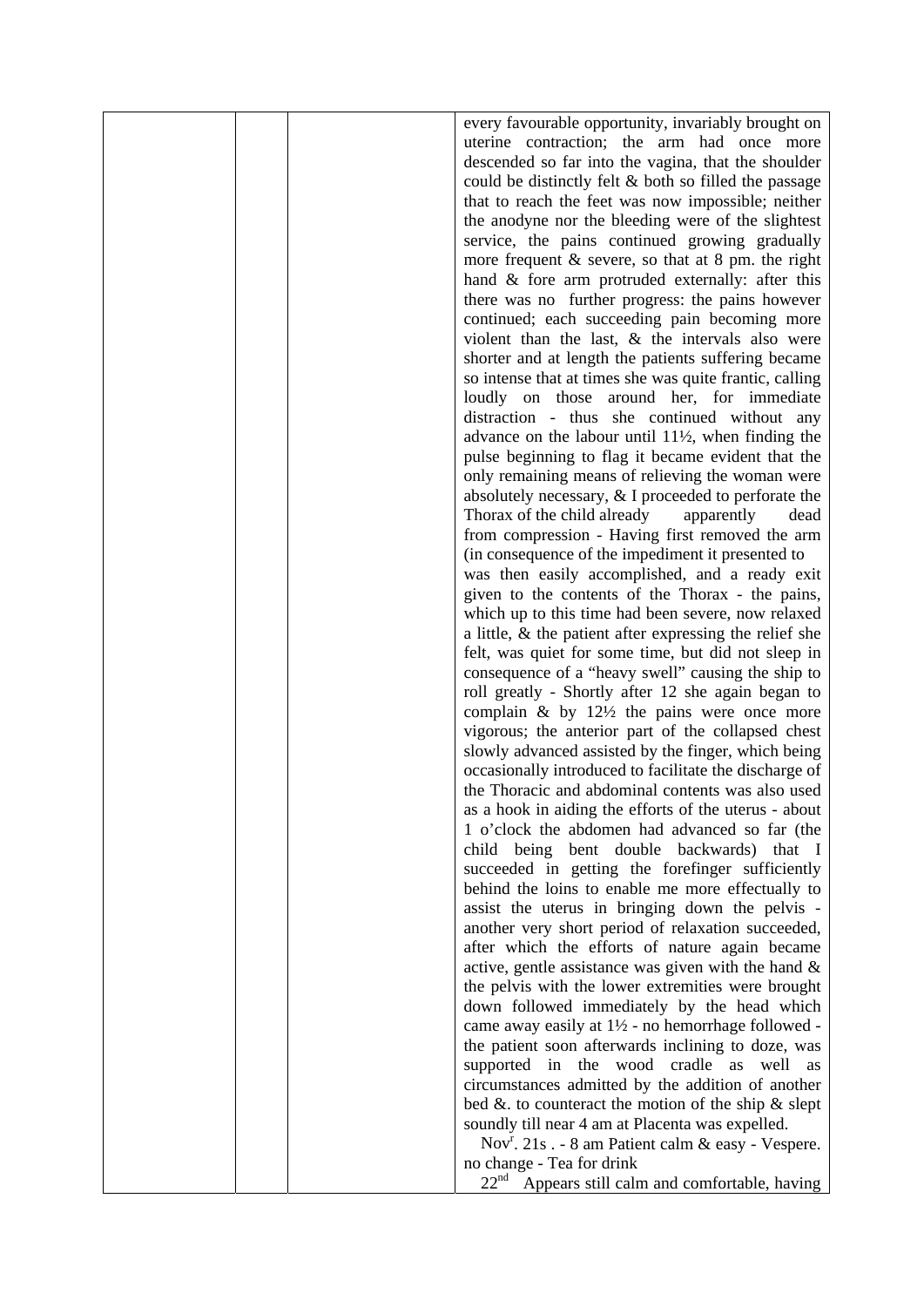| | | | |
|---|---|---|---|
| | | | every favourable opportunity, invariably brought on uterine contraction; the arm had once more descended so far into the vagina, that the shoulder could be distinctly felt & both so filled the passage that to reach the feet was now impossible; neither the anodyne nor the bleeding were of the slightest service, the pains continued growing gradually more frequent & severe, so that at 8 pm. the right hand & fore arm protruded externally: after this there was no further progress: the pains however continued; each succeeding pain becoming more violent than the last, & the intervals also were shorter and at length the patients suffering became so intense that at times she was quite frantic, calling loudly on those around her, for immediate distraction - thus she continued without any advance on the labour until 11½, when finding the pulse beginning to flag it became evident that the only remaining means of relieving the woman were absolutely necessary, & I proceeded to perforate the Thorax of the child already apparently dead from compression - Having first removed the arm (in consequence of the impediment it presented to was then easily accomplished, and a ready exit given to the contents of the Thorax - the pains, which up to this time had been severe, now relaxed a little, & the patient after expressing the relief she felt, was quiet for some time, but did not sleep in consequence of a "heavy swell" causing the ship to roll greatly - Shortly after 12 she again began to complain & by 12½ the pains were once more vigorous; the anterior part of the collapsed chest slowly advanced assisted by the finger, which being occasionally introduced to facilitate the discharge of the Thoracic and abdominal contents was also used as a hook in aiding the efforts of the uterus - about 1 o'clock the abdomen had advanced so far (the child being bent double backwards) that I succeeded in getting the forefinger sufficiently behind the loins to enable me more effectually to assist the uterus in bringing down the pelvis - another very short period of relaxation succeeded, after which the efforts of nature again became active, gentle assistance was given with the hand & the pelvis with the lower extremities were brought down followed immediately by the head which came away easily at 1½ - no hemorrhage followed - the patient soon afterwards inclining to doze, was supported in the wood cradle as well as circumstances admitted by the addition of another bed &. to counteract the motion of the ship & slept soundly till near 4 am at Placenta was expelled.<br>Nov^r. 21s . - 8 am Patient calm & easy - Vespere. no change - Tea for drink<br>22^nd Appears still calm and comfortable, having |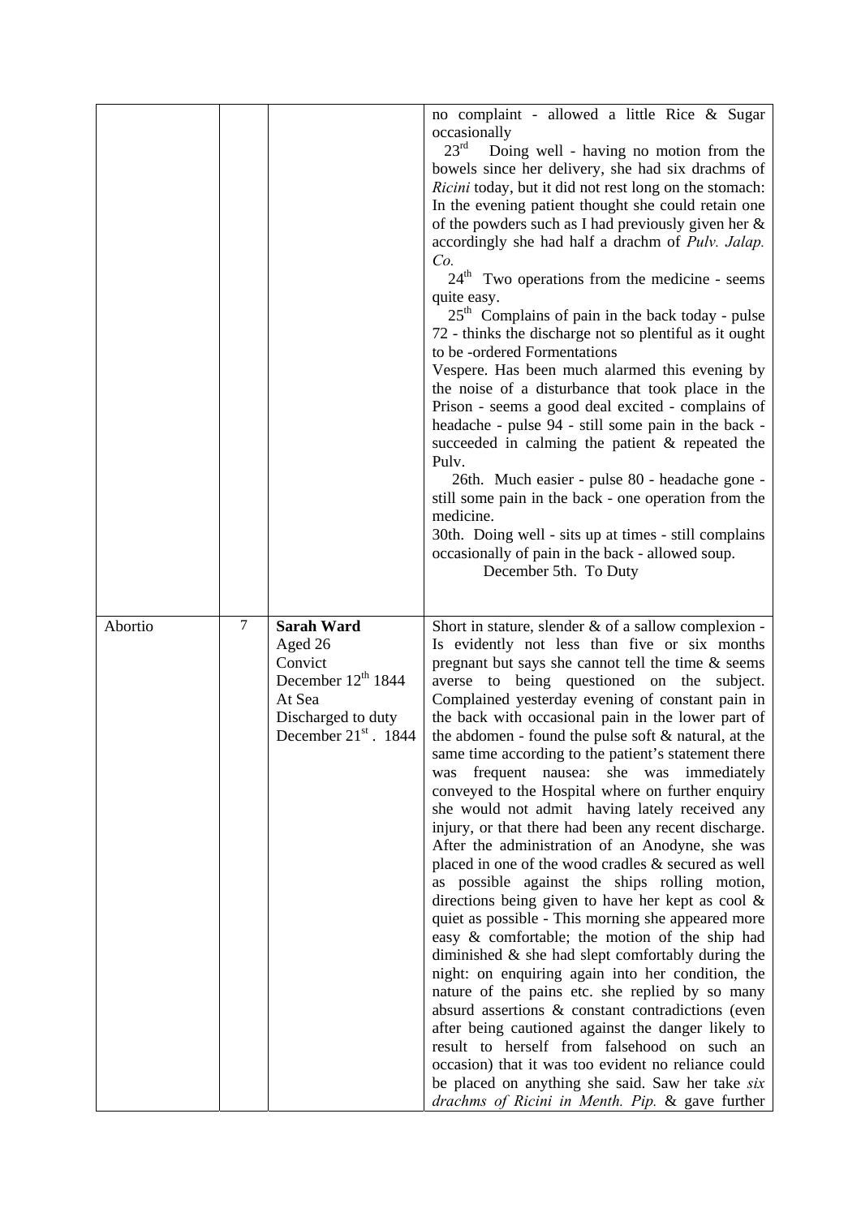| | | | |
|---|---|---|---|
| | | | no complaint - allowed a little Rice & Sugar occasionally<br>23rd Doing well - having no motion from the bowels since her delivery, she had six drachms of *Ricini* today, but it did not rest long on the stomach: In the evening patient thought she could retain one of the powders such as I had previously given her & accordingly she had half a drachm of *Pulv. Jalap. Co.*<br>24th Two operations from the medicine - seems quite easy.<br>25th Complains of pain in the back today - pulse 72 - thinks the discharge not so plentiful as it ought to be -ordered Fomentations<br>Vespere. Has been much alarmed this evening by the noise of a disturbance that took place in the Prison - seems a good deal excited - complains of headache - pulse 94 - still some pain in the back - succeeded in calming the patient & repeated the Pulv.<br>26th. Much easier - pulse 80 - headache gone - still some pain in the back - one operation from the medicine.<br>30th. Doing well - sits up at times - still complains occasionally of pain in the back - allowed soup.<br>December 5th. To Duty |
| Abortio | 7 | **Sarah Ward**<br>Aged 26<br>Convict<br>December 12th 1844<br>At Sea<br>Discharged to duty<br>December 21st. 1844 | Short in stature, slender & of a sallow complexion - Is evidently not less than five or six months pregnant but says she cannot tell the time & seems averse to being questioned on the subject. Complained yesterday evening of constant pain in the back with occasional pain in the lower part of the abdomen - found the pulse soft & natural, at the same time according to the patient's statement there was frequent nausea: she was immediately conveyed to the Hospital where on further enquiry she would not admit having lately received any injury, or that there had been any recent discharge. After the administration of an Anodyne, she was placed in one of the wood cradles & secured as well as possible against the ships rolling motion, directions being given to have her kept as cool & quiet as possible - This morning she appeared more easy & comfortable; the motion of the ship had diminished & she had slept comfortably during the night: on enquiring again into her condition, the nature of the pains etc. she replied by so many absurd assertions & constant contradictions (even after being cautioned against the danger likely to result to herself from falsehood on such an occasion) that it was too evident no reliance could be placed on anything she said. Saw her take *six drachms of Ricini in Menth. Pip.* & gave further |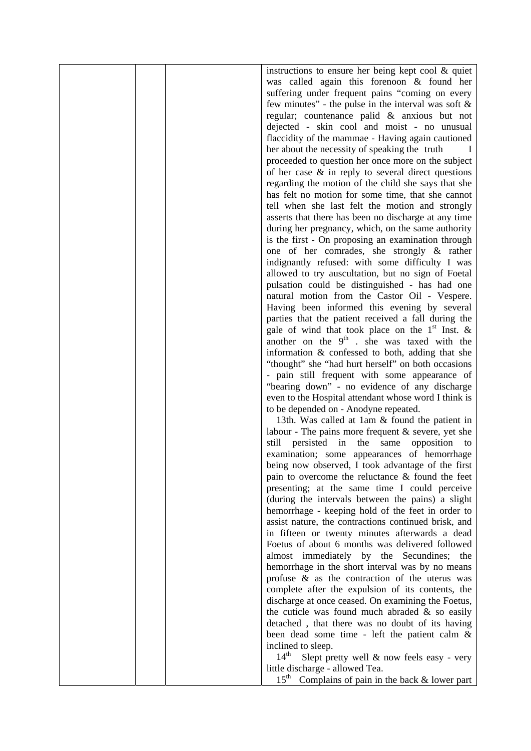| | | | instructions to ensure her being kept cool & quiet was called again this forenoon & found her suffering under frequent pains "coming on every few minutes" - the pulse in the interval was soft & regular; countenance palid & anxious but not dejected - skin cool and moist - no unusual flaccidity of the mammae - Having again cautioned her about the necessity of speaking the truth I proceeded to question her once more on the subject of her case & in reply to several direct questions regarding the motion of the child she says that she has felt no motion for some time, that she cannot tell when she last felt the motion and strongly asserts that there has been no discharge at any time during her pregnancy, which, on the same authority is the first - On proposing an examination through one of her comrades, she strongly & rather indignantly refused: with some difficulty I was allowed to try auscultation, but no sign of Foetal pulsation could be distinguished - has had one natural motion from the Castor Oil - Vespere. Having been informed this evening by several parties that the patient received a fall during the gale of wind that took place on the 1st Inst. & another on the 9th . she was taxed with the information & confessed to both, adding that she "thought" she "had hurt herself" on both occasions - pain still frequent with some appearance of "bearing down" - no evidence of any discharge even to the Hospital attendant whose word I think is to be depended on - Anodyne repeated.<br><br>13th. Was called at 1am & found the patient in labour - The pains more frequent & severe, yet she still persisted in the same opposition to examination; some appearances of hemorrhage being now observed, I took advantage of the first pain to overcome the reluctance & found the feet presenting; at the same time I could perceive (during the intervals between the pains) a slight hemorrhage - keeping hold of the feet in order to assist nature, the contractions continued brisk, and in fifteen or twenty minutes afterwards a dead Foetus of about 6 months was delivered followed almost immediately by the Secundines; the hemorrhage in the short interval was by no means profuse & as the contraction of the uterus was complete after the expulsion of its contents, the discharge at once ceased. On examining the Foetus, the cuticle was found much abraded & so easily detached , that there was no doubt of its having been dead some time - left the patient calm & inclined to sleep.<br><br>14th Slept pretty well & now feels easy - very little discharge - allowed Tea.<br><br>15th Complains of pain in the back & lower part |
|---|---|---|---|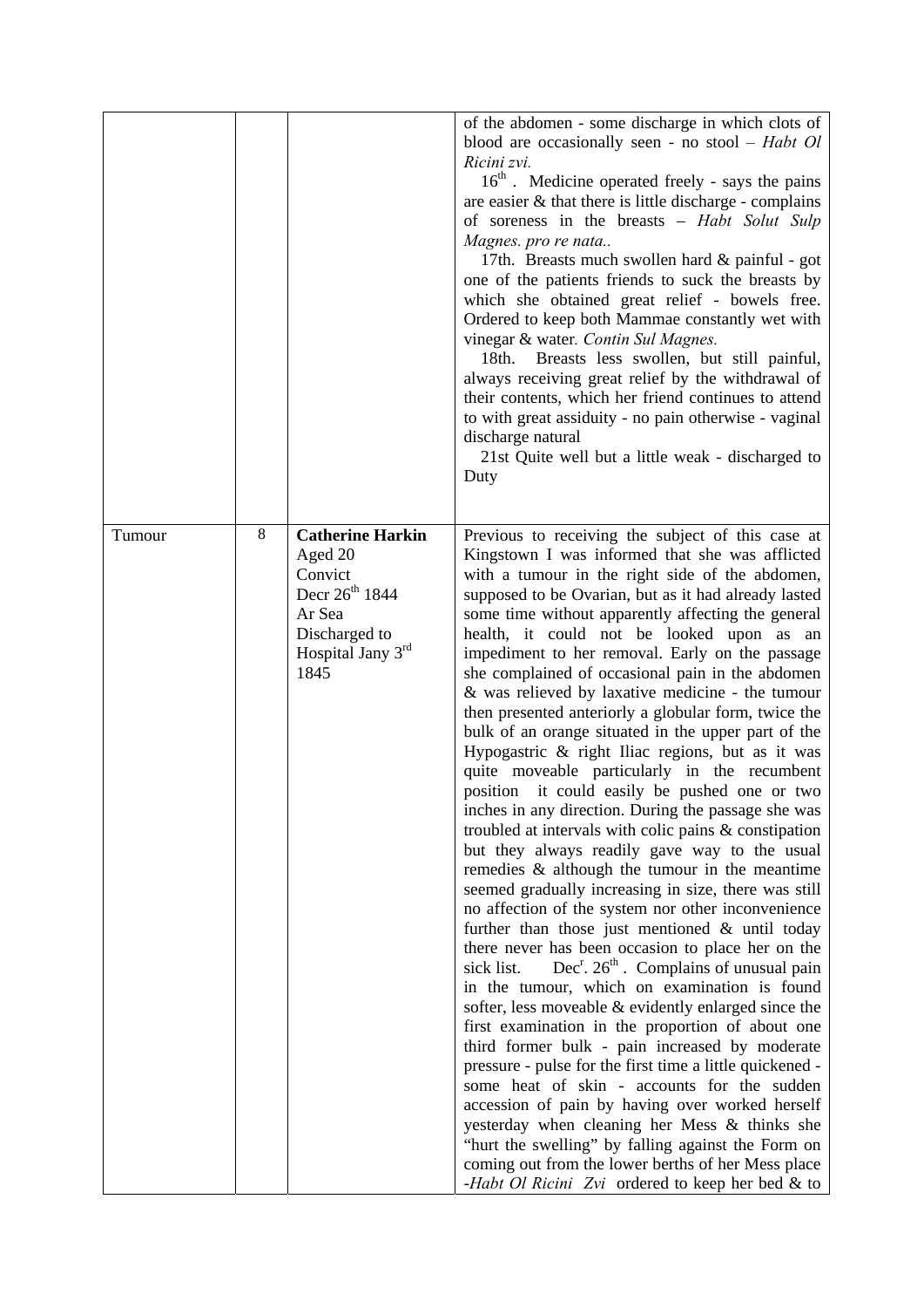| | | | |
|---|---|---|---|
| | | | of the abdomen - some discharge in which clots of blood are occasionally seen - no stool – *Habt Ol Ricini zvi.* <br> 16th . Medicine operated freely - says the pains are easier & that there is little discharge - complains of soreness in the breasts – *Habt Solut Sulp Magnes. pro re nata..* <br> 17th. Breasts much swollen hard & painful - got one of the patients friends to suck the breasts by which she obtained great relief - bowels free. Ordered to keep both Mammae constantly wet with vinegar & water. *Contin Sul Magnes.* <br> 18th. Breasts less swollen, but still painful, always receiving great relief by the withdrawal of their contents, which her friend continues to attend to with great assiduity - no pain otherwise - vaginal discharge natural <br> 21st Quite well but a little weak - discharged to Duty |
| Tumour | 8 | **Catherine Harkin** <br> Aged 20 <br> Convict <br> Decr 26th 1844 <br> Ar Sea <br> Discharged to Hospital Jany 3rd 1845 | Previous to receiving the subject of this case at Kingstown I was informed that she was afflicted with a tumour in the right side of the abdomen, supposed to be Ovarian, but as it had already lasted some time without apparently affecting the general health, it could not be looked upon as an impediment to her removal. Early on the passage she complained of occasional pain in the abdomen & was relieved by laxative medicine - the tumour then presented anteriorly a globular form, twice the bulk of an orange situated in the upper part of the Hypogastric & right Iliac regions, but as it was quite moveable particularly in the recumbent position it could easily be pushed one or two inches in any direction. During the passage she was troubled at intervals with colic pains & constipation but they always readily gave way to the usual remedies & although the tumour in the meantime seemed gradually increasing in size, there was still no affection of the system nor other inconvenience further than those just mentioned & until today there never has been occasion to place her on the sick list. Decr. 26th . Complains of unusual pain in the tumour, which on examination is found softer, less moveable & evidently enlarged since the first examination in the proportion of about one third former bulk - pain increased by moderate pressure - pulse for the first time a little quickened - some heat of skin - accounts for the sudden accession of pain by having over worked herself yesterday when cleaning her Mess & thinks she "hurt the swelling" by falling against the Form on coming out from the lower berths of her Mess place -*Habt Ol Ricini Zvi* ordered to keep her bed & to |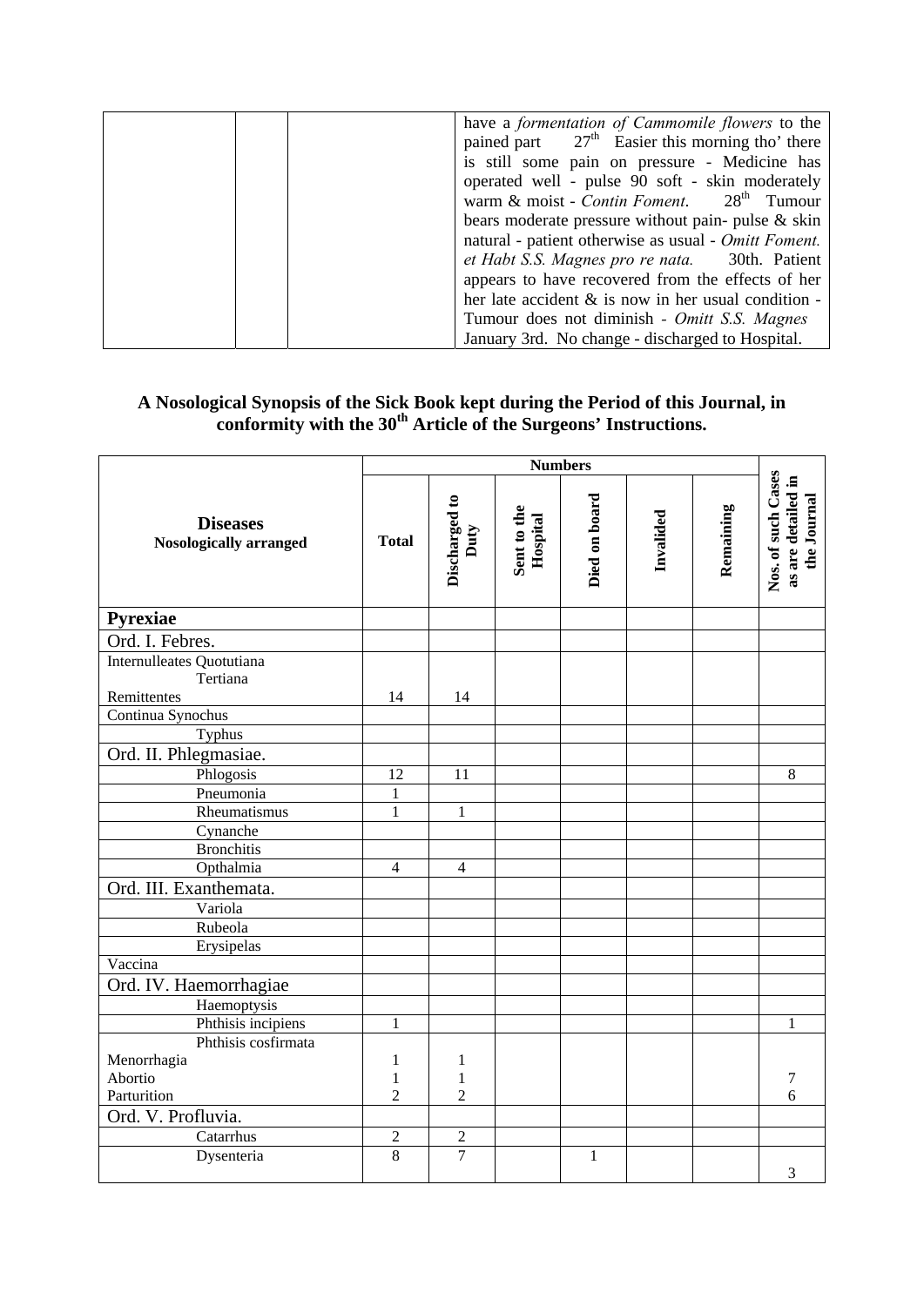| | | | have a *formentation of Cammomile flowers* to the pained part 27th Easier this morning tho' there is still some pain on pressure - Medicine has operated well - pulse 90 soft - skin moderately warm & moist - *Contin Foment*. 28th Tumour bears moderate pressure without pain- pulse & skin natural - patient otherwise as usual - *Omitt Foment. et Habt S.S. Magnes pro re nata.* 30th. Patient appears to have recovered from the effects of her her late accident & is now in her usual condition - Tumour does not diminish - *Omitt S.S. Magnes* January 3rd. No change - discharged to Hospital. |
|---|---|---|---|

**A Nosological Synopsis of the Sick Book kept during the Period of this Journal, in conformity with the 30th Article of the Surgeons' Instructions.**

| **Diseases** Nosologically arranged | **Numbers** | | | | | | **Nos. of such Cases as are detailed in the Journal** |
|---|---|---|---|---|---|---|---|
| | **Total** | **Discharged to Duty** | **Sent to the Hospital** | **Died on board** | **Invalided** | **Remaining** | |
| **Pyrexiae** | | | | | | | |
| Ord. I. Febres. | | | | | | | |
| Internulleates Quotutiana<br>Tertiana<br>Remittentes | 14 | 14 | | | | | |
| Continua Synochus | | | | | | | |
| Typhus | | | | | | | |
| Ord. II. Phlegmasiae. | | | | | | | |
| Phlogosis | 12 | 11 | | | | | 8 |
| Pneumonia | 1 | | | | | | |
| Rheumatismus | 1 | 1 | | | | | |
| Cynanche | | | | | | | |
| Bronchitis | | | | | | | |
| Opthalmia | 4 | 4 | | | | | |
| Ord. III. Exanthemata. | | | | | | | |
| Variola | | | | | | | |
| Rubeola | | | | | | | |
| Erysipelas | | | | | | | |
| Vaccina | | | | | | | |
| Ord. IV. Haemorrhagiae | | | | | | | |
| Haemoptysis | | | | | | | |
| Phthisis incipiens | 1 | | | | | | 1 |
| Phthisis cosfirmata<br>Menorrhagia<br>Abortio<br>Parturition | <br>1<br>1<br>2 | <br>1<br>1<br>2 | | | | | <br><br>7<br>6 |
| Ord. V. Profluvia. | | | | | | | |
| Catarrhus | 2 | 2 | | | | | |
| Dysenteria | 8 | 7 | | 1 | | | 3 |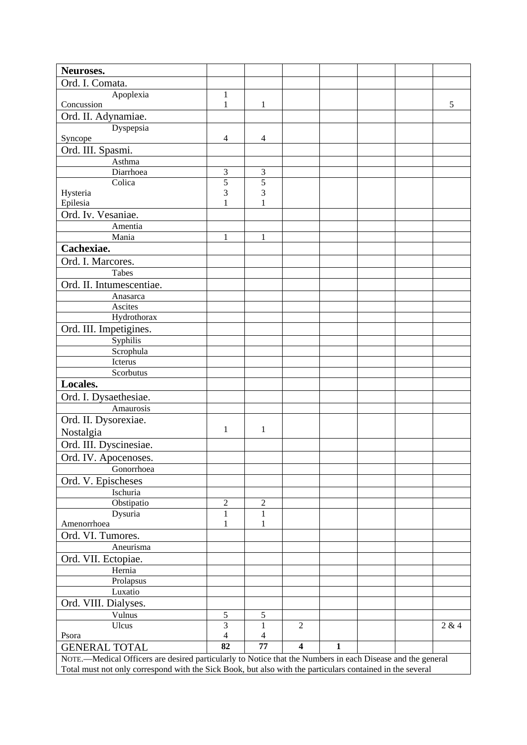| Neuroses. | | | | | | | |
|---|---|---|---|---|---|---|---|
| Ord. I. Comata. | | | | | | | |
| Apoplexia<br>Concussion | 1<br>1 | 1 | | | | | 5 |
| Ord. II. Adynamiae. | | | | | | | |
| Dyspepsia<br>Syncope | 4 | 4 | | | | | |
| Ord. III. Spasmi. | | | | | | | |
| Asthma | | | | | | | |
| Diarrhoea | 3 | 3 | | | | | |
| Colica<br>Hysteria<br>Epilesia | 5<br>3<br>1 | 5<br>3<br>1 | | | | | |
| Ord. Iv. Vesaniae. | | | | | | | |
| Amentia | | | | | | | |
| Mania | 1 | 1 | | | | | |
| **Cachexiae.** | | | | | | | |
| Ord. I. Marcores. | | | | | | | |
| Tabes | | | | | | | |
| Ord. II. Intumescentiae. | | | | | | | |
| Anasarca | | | | | | | |
| Ascites | | | | | | | |
| Hydrothorax | | | | | | | |
| Ord. III. Impetigines. | | | | | | | |
| Syphilis | | | | | | | |
| Scrophula | | | | | | | |
| Icterus | | | | | | | |
| Scorbutus | | | | | | | |
| **Locales.** | | | | | | | |
| Ord. I. Dysaethesiae. | | | | | | | |
| Amaurosis | | | | | | | |
| Ord. II. Dysorexiae.<br>Nostalgia | 1 | 1 | | | | | |
| Ord. III. Dyscinesiae. | | | | | | | |
| Ord. IV. Apocenoses. | | | | | | | |
| Gonorrhoea | | | | | | | |
| Ord. V. Epischeses | | | | | | | |
| Ischuria | | | | | | | |
| Obstipatio | 2 | 2 | | | | | |
| Dysuria<br>Amenorrhoea | 1<br>1 | 1<br>1 | | | | | |
| Ord. VI. Tumores. | | | | | | | |
| Aneurisma | | | | | | | |
| Ord. VII. Ectopiae. | | | | | | | |
| Hernia | | | | | | | |
| Prolapsus | | | | | | | |
| Luxatio | | | | | | | |
| Ord. VIII. Dialyses. | | | | | | | |
| Vulnus | 5 | 5 | | | | | |
| Ulcus<br>Psora | 3<br>4 | 1<br>4 | 2 | | | | 2 & 4 |
| GENERAL TOTAL | **82** | **77** | **4** | **1** | | | |
| NOTE.—Medical Officers are desired particularly to Notice that the Numbers in each Disease and the general Total must not only correspond with the Sick Book, but also with the particulars contained in the several | | | | | | | |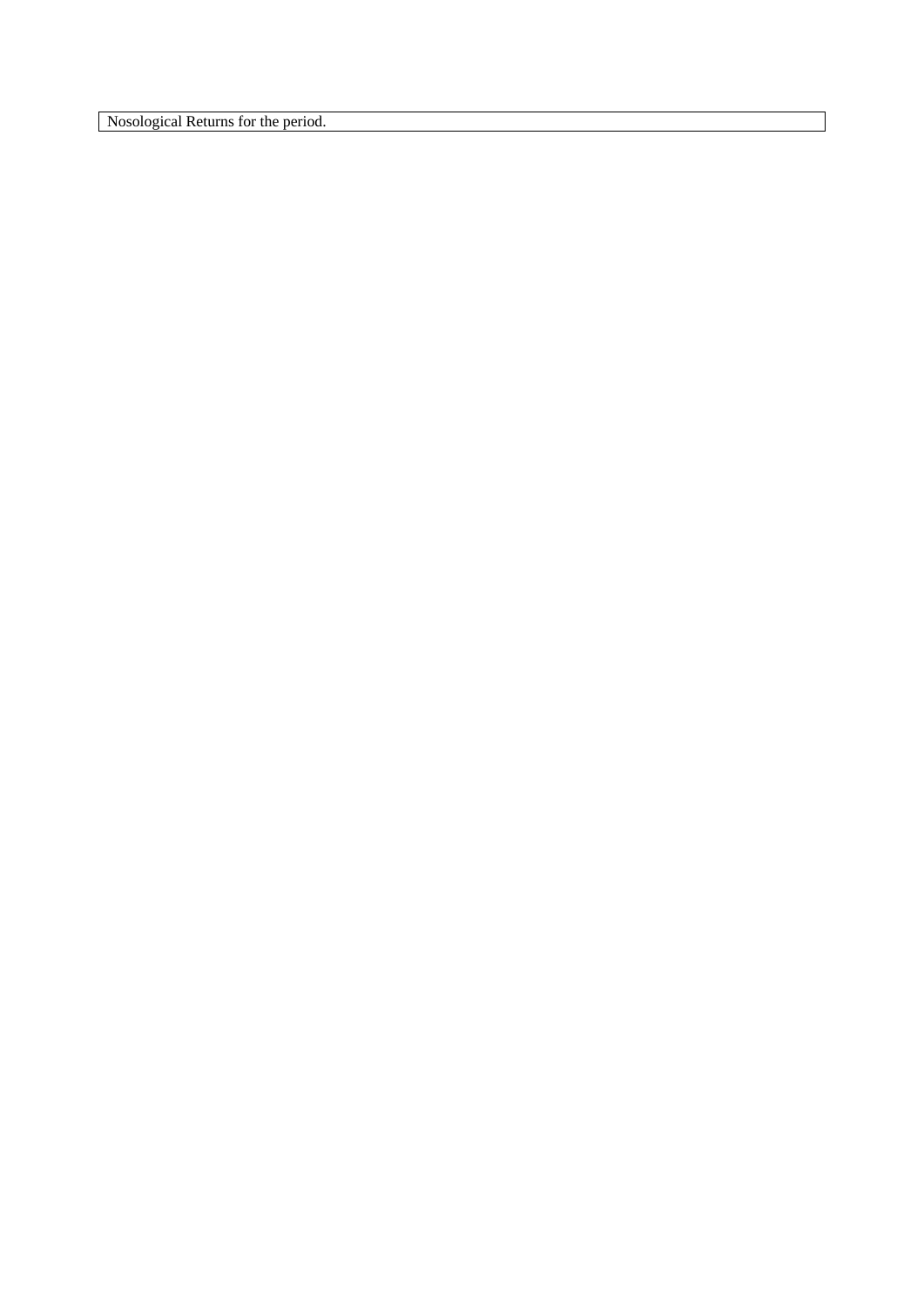| Nosological Returns for the period. |
|---|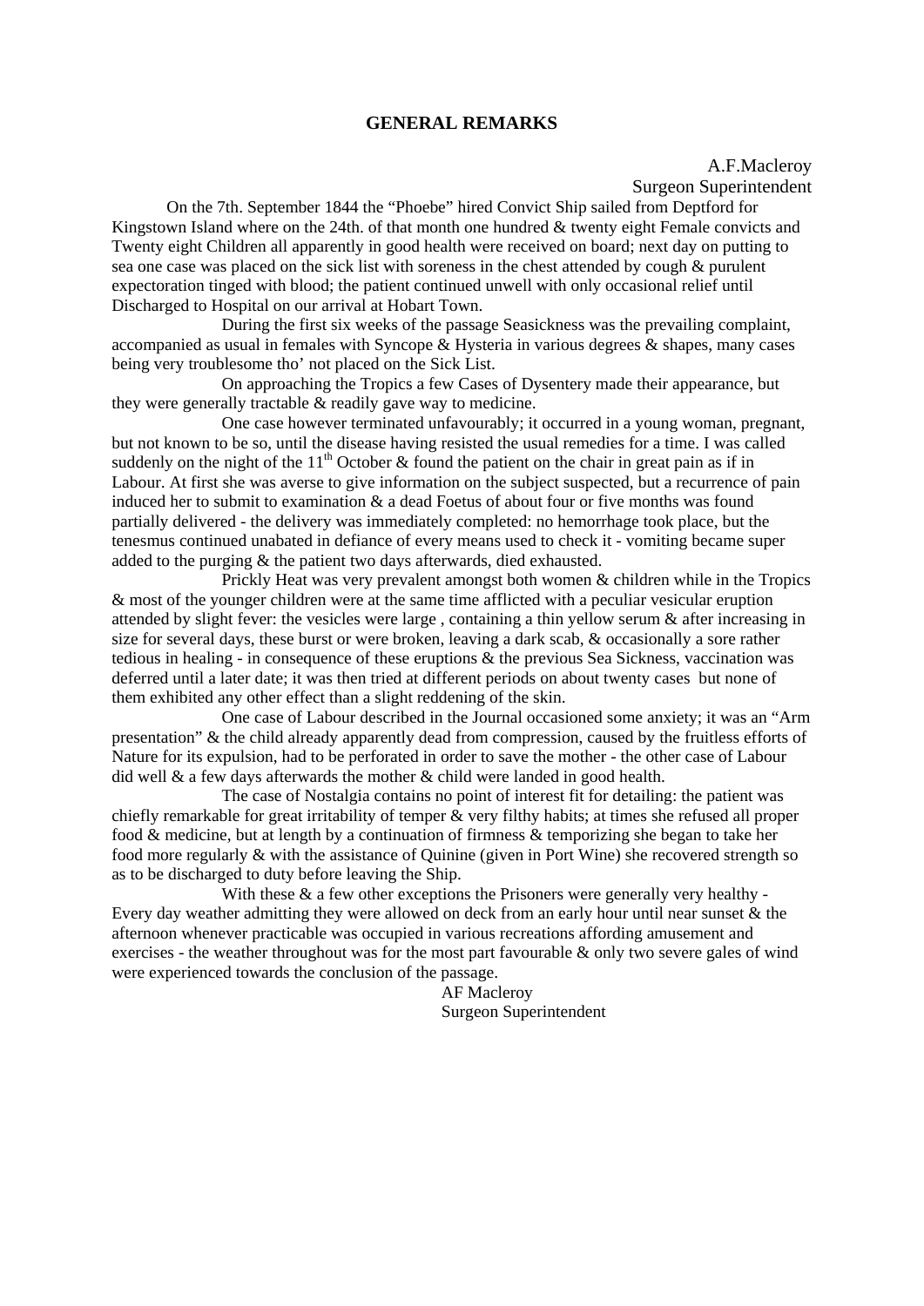## GENERAL REMARKS

A.F.Macleroy
Surgeon Superintendent

On the 7th. September 1844 the "Phoebe" hired Convict Ship sailed from Deptford for Kingstown Island where on the 24th. of that month one hundred & twenty eight Female convicts and Twenty eight Children all apparently in good health were received on board; next day on putting to sea one case was placed on the sick list with soreness in the chest attended by cough & purulent expectoration tinged with blood; the patient continued unwell with only occasional relief until Discharged to Hospital on our arrival at Hobart Town.

During the first six weeks of the passage Seasickness was the prevailing complaint, accompanied as usual in females with Syncope & Hysteria in various degrees & shapes, many cases being very troublesome tho' not placed on the Sick List.

On approaching the Tropics a few Cases of Dysentery made their appearance, but they were generally tractable & readily gave way to medicine.

One case however terminated unfavourably; it occurred in a young woman, pregnant, but not known to be so, until the disease having resisted the usual remedies for a time. I was called suddenly on the night of the 11th October & found the patient on the chair in great pain as if in Labour. At first she was averse to give information on the subject suspected, but a recurrence of pain induced her to submit to examination & a dead Foetus of about four or five months was found partially delivered - the delivery was immediately completed: no hemorrhage took place, but the tenesmus continued unabated in defiance of every means used to check it - vomiting became super added to the purging & the patient two days afterwards, died exhausted.

Prickly Heat was very prevalent amongst both women & children while in the Tropics & most of the younger children were at the same time afflicted with a peculiar vesicular eruption attended by slight fever: the vesicles were large , containing a thin yellow serum & after increasing in size for several days, these burst or were broken, leaving a dark scab, & occasionally a sore rather tedious in healing - in consequence of these eruptions & the previous Sea Sickness, vaccination was deferred until a later date; it was then tried at different periods on about twenty cases but none of them exhibited any other effect than a slight reddening of the skin.

One case of Labour described in the Journal occasioned some anxiety; it was an "Arm presentation" & the child already apparently dead from compression, caused by the fruitless efforts of Nature for its expulsion, had to be perforated in order to save the mother - the other case of Labour did well & a few days afterwards the mother & child were landed in good health.

The case of Nostalgia contains no point of interest fit for detailing: the patient was chiefly remarkable for great irritability of temper & very filthy habits; at times she refused all proper food & medicine, but at length by a continuation of firmness & temporizing she began to take her food more regularly & with the assistance of Quinine (given in Port Wine) she recovered strength so as to be discharged to duty before leaving the Ship.

With these & a few other exceptions the Prisoners were generally very healthy - Every day weather admitting they were allowed on deck from an early hour until near sunset & the afternoon whenever practicable was occupied in various recreations affording amusement and exercises - the weather throughout was for the most part favourable & only two severe gales of wind were experienced towards the conclusion of the passage.

AF Macleroy
Surgeon Superintendent